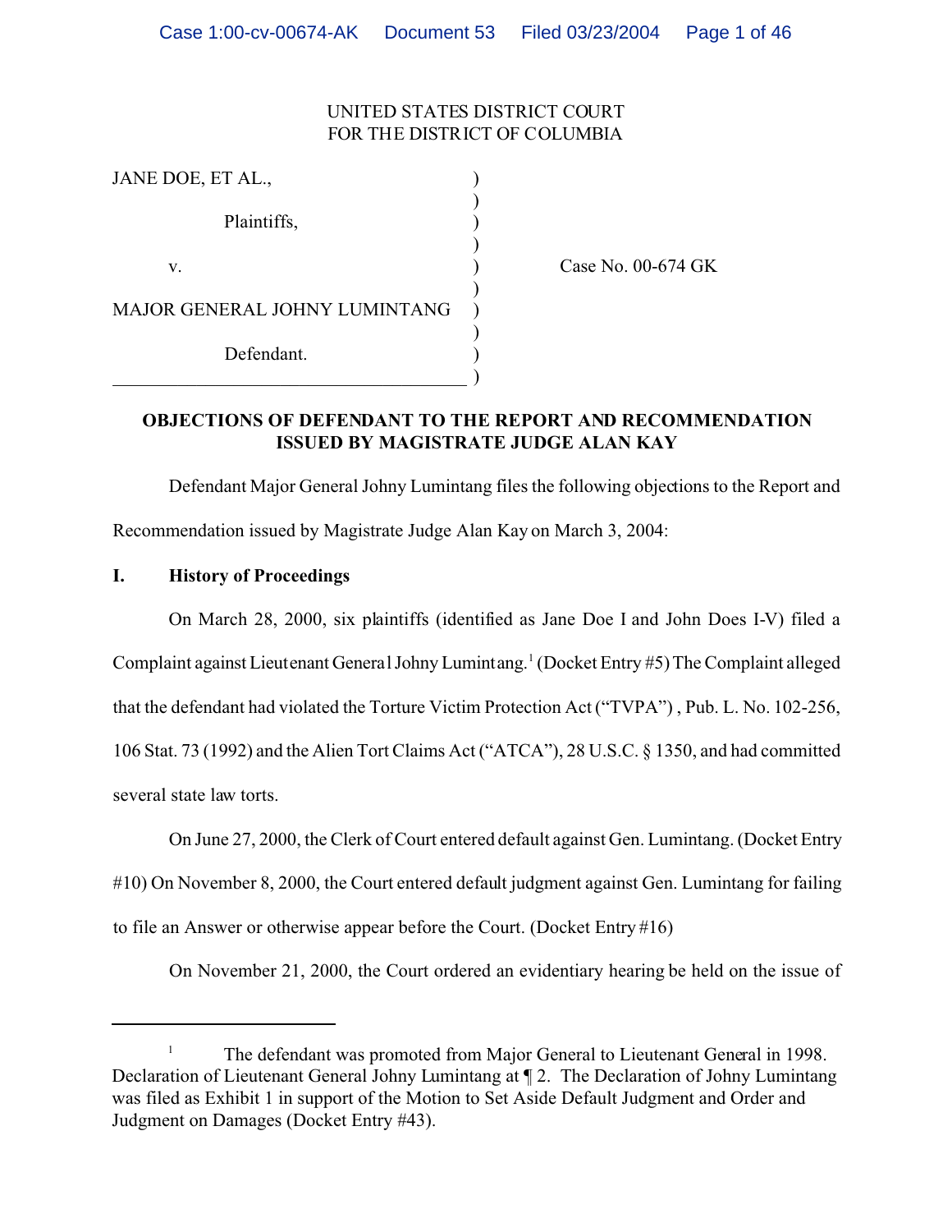UNITED STATES DISTRICT COURT
FOR THE DISTRICT OF COLUMBIA

| | | |
|---|---|---|
| JANE DOE, ET AL., | ) | |
| Plaintiffs, | ) | |
| v. | ) | Case No. 00-674 GK |
| MAJOR GENERAL JOHNY LUMINTANG | ) | |
| Defendant. | ) | |

**OBJECTIONS OF DEFENDANT TO THE REPORT AND RECOMMENDATION ISSUED BY MAGISTRATE JUDGE ALAN KAY**

Defendant Major General Johny Lumintang files the following objections to the Report and Recommendation issued by Magistrate Judge Alan Kay on March 3, 2004:

## I. History of Proceedings

On March 28, 2000, six plaintiffs (identified as Jane Doe I and John Does I-V) filed a Complaint against Lieutenant General Johny Lumintang.[1] (Docket Entry #5) The Complaint alleged that the defendant had violated the Torture Victim Protection Act ("TVPA") , Pub. L. No. 102-256, 106 Stat. 73 (1992) and the Alien Tort Claims Act ("ATCA"), 28 U.S.C. § 1350, and had committed several state law torts.

On June 27, 2000, the Clerk of Court entered default against Gen. Lumintang. (Docket Entry #10) On November 8, 2000, the Court entered default judgment against Gen. Lumintang for failing to file an Answer or otherwise appear before the Court. (Docket Entry #16)

On November 21, 2000, the Court ordered an evidentiary hearing be held on the issue of

---

[1] The defendant was promoted from Major General to Lieutenant General in 1998. Declaration of Lieutenant General Johny Lumintang at ¶ 2. The Declaration of Johny Lumintang was filed as Exhibit 1 in support of the Motion to Set Aside Default Judgment and Order and Judgment on Damages (Docket Entry #43).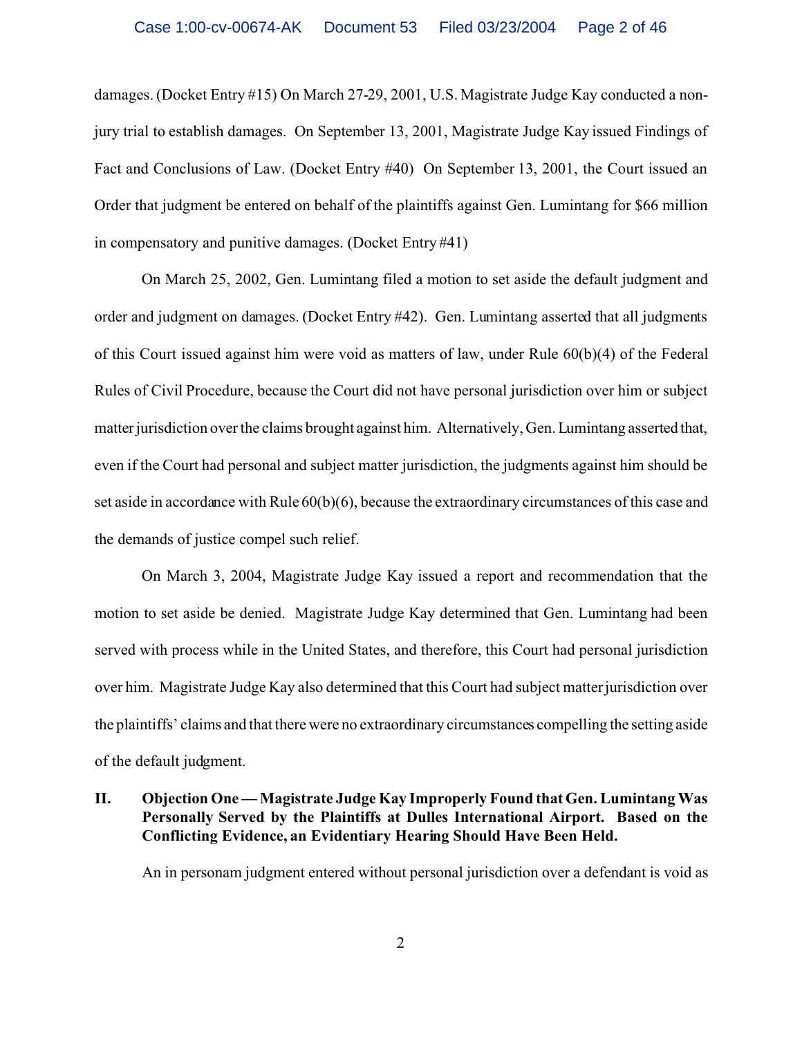damages. (Docket Entry #15) On March 27-29, 2001, U.S. Magistrate Judge Kay conducted a non-jury trial to establish damages. On September 13, 2001, Magistrate Judge Kay issued Findings of Fact and Conclusions of Law. (Docket Entry #40) On September 13, 2001, the Court issued an Order that judgment be entered on behalf of the plaintiffs against Gen. Lumintang for $66 million in compensatory and punitive damages. (Docket Entry #41)

On March 25, 2002, Gen. Lumintang filed a motion to set aside the default judgment and order and judgment on damages. (Docket Entry #42). Gen. Lumintang asserted that all judgments of this Court issued against him were void as matters of law, under Rule 60(b)(4) of the Federal Rules of Civil Procedure, because the Court did not have personal jurisdiction over him or subject matter jurisdiction over the claims brought against him. Alternatively, Gen. Lumintang asserted that, even if the Court had personal and subject matter jurisdiction, the judgments against him should be set aside in accordance with Rule 60(b)(6), because the extraordinary circumstances of this case and the demands of justice compel such relief.

On March 3, 2004, Magistrate Judge Kay issued a report and recommendation that the motion to set aside be denied. Magistrate Judge Kay determined that Gen. Lumintang had been served with process while in the United States, and therefore, this Court had personal jurisdiction over him. Magistrate Judge Kay also determined that this Court had subject matter jurisdiction over the plaintiffs' claims and that there were no extraordinary circumstances compelling the setting aside of the default judgment.

## II. Objection One — Magistrate Judge Kay Improperly Found that Gen. Lumintang Was Personally Served by the Plaintiffs at Dulles International Airport. Based on the Conflicting Evidence, an Evidentiary Hearing Should Have Been Held.

An in personam judgment entered without personal jurisdiction over a defendant is void as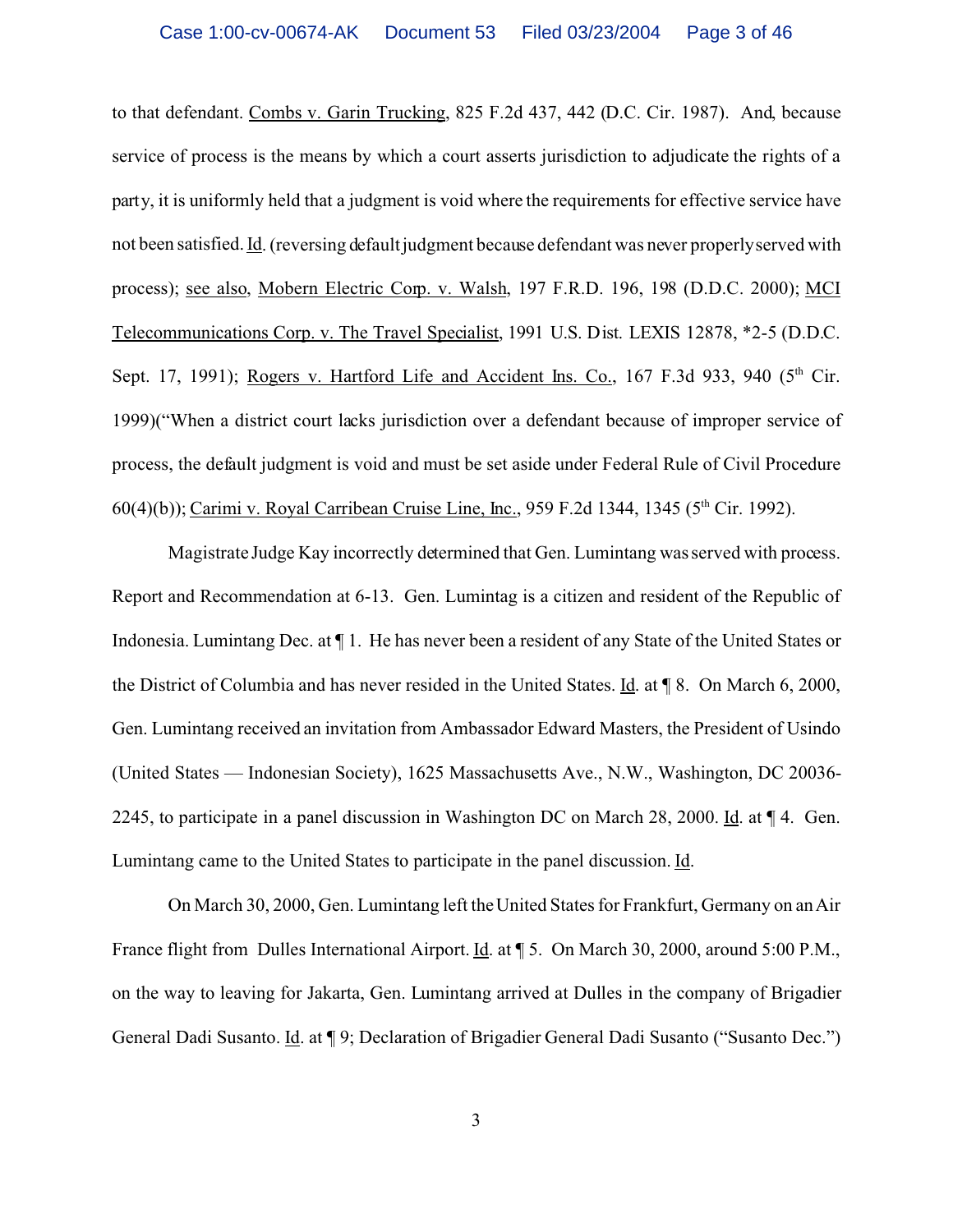to that defendant. Combs v. Garin Trucking, 825 F.2d 437, 442 (D.C. Cir. 1987). And, because service of process is the means by which a court asserts jurisdiction to adjudicate the rights of a party, it is uniformly held that a judgment is void where the requirements for effective service have not been satisfied. Id. (reversing default judgment because defendant was never properly served with process); see also, Mobern Electric Corp. v. Walsh, 197 F.R.D. 196, 198 (D.D.C. 2000); MCI Telecommunications Corp. v. The Travel Specialist, 1991 U.S. Dist. LEXIS 12878, *2-5 (D.D.C. Sept. 17, 1991); Rogers v. Hartford Life and Accident Ins. Co., 167 F.3d 933, 940 (5th Cir. 1999)("When a district court lacks jurisdiction over a defendant because of improper service of process, the default judgment is void and must be set aside under Federal Rule of Civil Procedure 60(4)(b)); Carimi v. Royal Carribean Cruise Line, Inc., 959 F.2d 1344, 1345 (5th Cir. 1992).

Magistrate Judge Kay incorrectly determined that Gen. Lumintang was served with process. Report and Recommendation at 6-13. Gen. Lumintag is a citizen and resident of the Republic of Indonesia. Lumintang Dec. at ¶ 1. He has never been a resident of any State of the United States or the District of Columbia and has never resided in the United States. Id. at ¶ 8. On March 6, 2000, Gen. Lumintang received an invitation from Ambassador Edward Masters, the President of Usindo (United States — Indonesian Society), 1625 Massachusetts Ave., N.W., Washington, DC 20036-2245, to participate in a panel discussion in Washington DC on March 28, 2000. Id. at ¶ 4. Gen. Lumintang came to the United States to participate in the panel discussion. Id.

On March 30, 2000, Gen. Lumintang left the United States for Frankfurt, Germany on an Air France flight from Dulles International Airport. Id. at ¶ 5. On March 30, 2000, around 5:00 P.M., on the way to leaving for Jakarta, Gen. Lumintang arrived at Dulles in the company of Brigadier General Dadi Susanto. Id. at ¶ 9; Declaration of Brigadier General Dadi Susanto ("Susanto Dec.")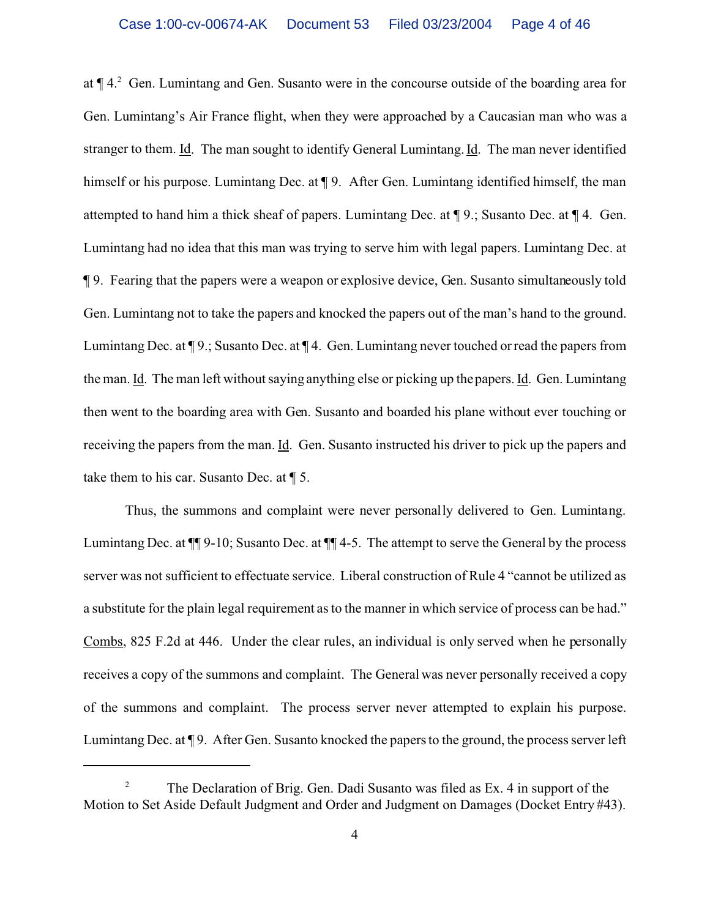at ¶ 4.[2] Gen. Lumintang and Gen. Susanto were in the concourse outside of the boarding area for Gen. Lumintang's Air France flight, when they were approached by a Caucasian man who was a stranger to them. Id. The man sought to identify General Lumintang. Id. The man never identified himself or his purpose. Lumintang Dec. at ¶ 9. After Gen. Lumintang identified himself, the man attempted to hand him a thick sheaf of papers. Lumintang Dec. at ¶ 9.; Susanto Dec. at ¶ 4. Gen. Lumintang had no idea that this man was trying to serve him with legal papers. Lumintang Dec. at ¶ 9. Fearing that the papers were a weapon or explosive device, Gen. Susanto simultaneously told Gen. Lumintang not to take the papers and knocked the papers out of the man's hand to the ground. Lumintang Dec. at ¶ 9.; Susanto Dec. at ¶ 4. Gen. Lumintang never touched or read the papers from the man. Id. The man left without saying anything else or picking up the papers. Id. Gen. Lumintang then went to the boarding area with Gen. Susanto and boarded his plane without ever touching or receiving the papers from the man. Id. Gen. Susanto instructed his driver to pick up the papers and take them to his car. Susanto Dec. at ¶ 5.

Thus, the summons and complaint were never personally delivered to Gen. Lumintang. Lumintang Dec. at ¶¶ 9-10; Susanto Dec. at ¶¶ 4-5. The attempt to serve the General by the process server was not sufficient to effectuate service. Liberal construction of Rule 4 "cannot be utilized as a substitute for the plain legal requirement as to the manner in which service of process can be had." Combs, 825 F.2d at 446. Under the clear rules, an individual is only served when he personally receives a copy of the summons and complaint. The General was never personally received a copy of the summons and complaint. The process server never attempted to explain his purpose. Lumintang Dec. at ¶ 9. After Gen. Susanto knocked the papers to the ground, the process server left

---

[2] The Declaration of Brig. Gen. Dadi Susanto was filed as Ex. 4 in support of the Motion to Set Aside Default Judgment and Order and Judgment on Damages (Docket Entry #43).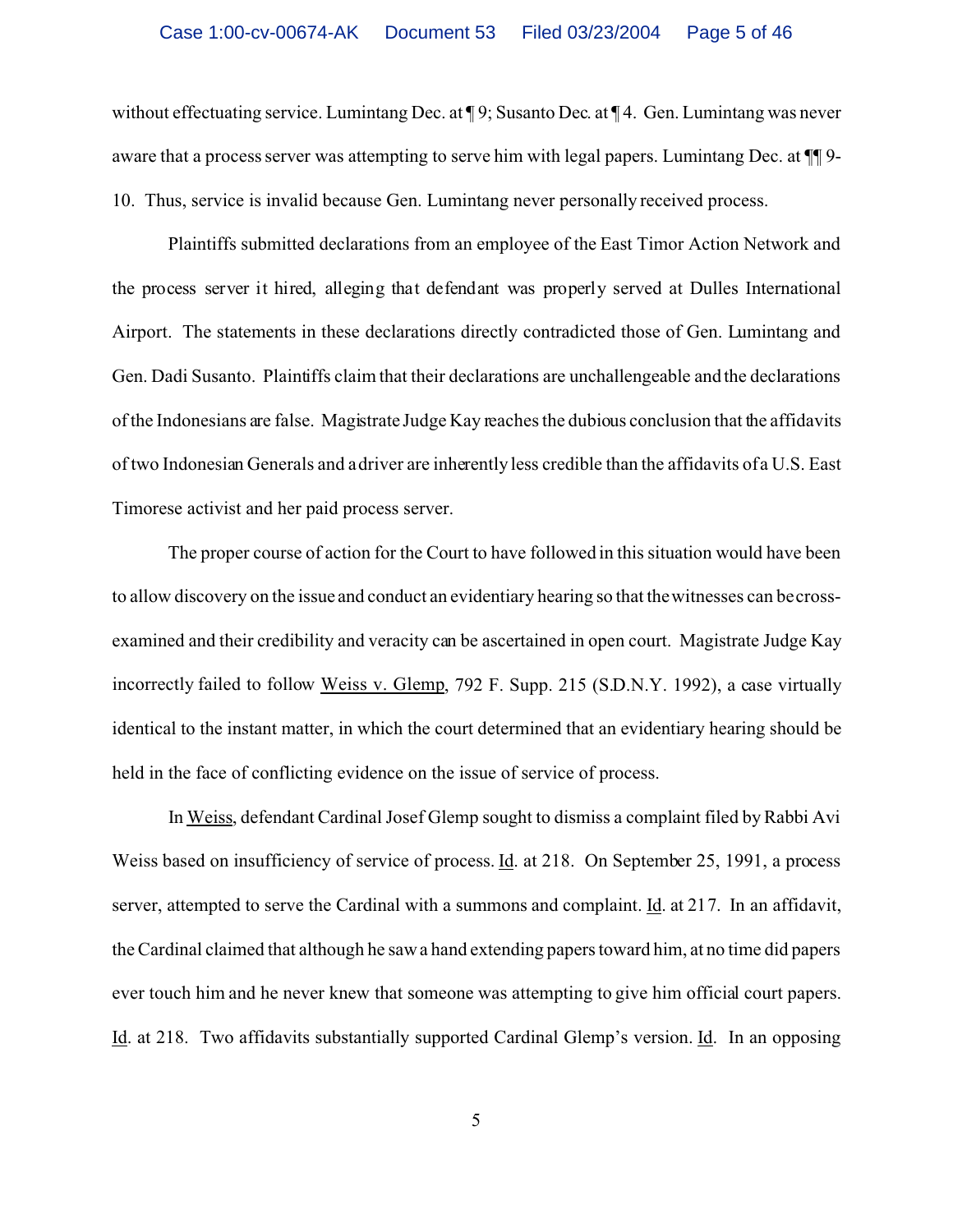without effectuating service. Lumintang Dec. at ¶ 9; Susanto Dec. at ¶ 4. Gen. Lumintang was never aware that a process server was attempting to serve him with legal papers. Lumintang Dec. at ¶¶ 9-10. Thus, service is invalid because Gen. Lumintang never personally received process.

Plaintiffs submitted declarations from an employee of the East Timor Action Network and the process server it hired, alleging that defendant was properly served at Dulles International Airport. The statements in these declarations directly contradicted those of Gen. Lumintang and Gen. Dadi Susanto. Plaintiffs claim that their declarations are unchallengeable and the declarations of the Indonesians are false. Magistrate Judge Kay reaches the dubious conclusion that the affidavits of two Indonesian Generals and a driver are inherently less credible than the affidavits of a U.S. East Timorese activist and her paid process server.

The proper course of action for the Court to have followed in this situation would have been to allow discovery on the issue and conduct an evidentiary hearing so that the witnesses can be cross-examined and their credibility and veracity can be ascertained in open court. Magistrate Judge Kay incorrectly failed to follow Weiss v. Glemp, 792 F. Supp. 215 (S.D.N.Y. 1992), a case virtually identical to the instant matter, in which the court determined that an evidentiary hearing should be held in the face of conflicting evidence on the issue of service of process.

In Weiss, defendant Cardinal Josef Glemp sought to dismiss a complaint filed by Rabbi Avi Weiss based on insufficiency of service of process. Id. at 218. On September 25, 1991, a process server, attempted to serve the Cardinal with a summons and complaint. Id. at 217. In an affidavit, the Cardinal claimed that although he saw a hand extending papers toward him, at no time did papers ever touch him and he never knew that someone was attempting to give him official court papers. Id. at 218. Two affidavits substantially supported Cardinal Glemp's version. Id. In an opposing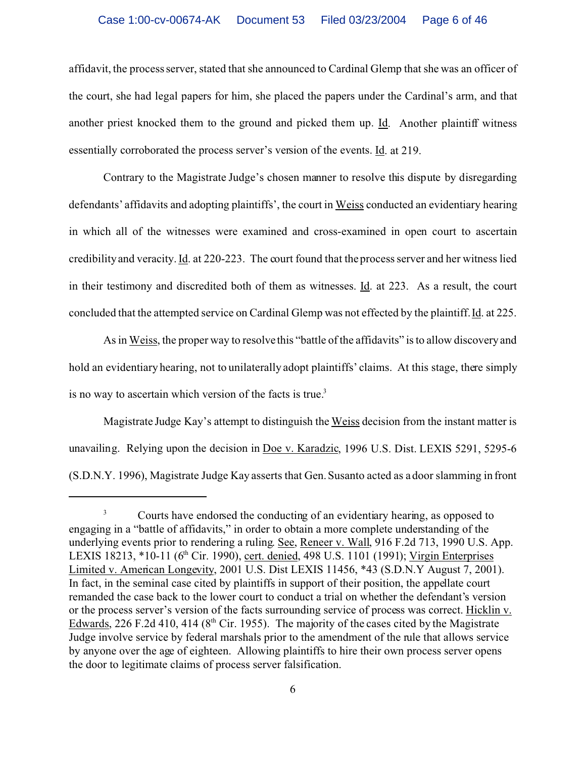affidavit, the process server, stated that she announced to Cardinal Glemp that she was an officer of the court, she had legal papers for him, she placed the papers under the Cardinal's arm, and that another priest knocked them to the ground and picked them up. Id. Another plaintiff witness essentially corroborated the process server's version of the events. Id. at 219.

Contrary to the Magistrate Judge's chosen manner to resolve this dispute by disregarding defendants' affidavits and adopting plaintiffs', the court in Weiss conducted an evidentiary hearing in which all of the witnesses were examined and cross-examined in open court to ascertain credibility and veracity. Id. at 220-223. The court found that the process server and her witness lied in their testimony and discredited both of them as witnesses. Id. at 223. As a result, the court concluded that the attempted service on Cardinal Glemp was not effected by the plaintiff. Id. at 225.

As in Weiss, the proper way to resolve this "battle of the affidavits" is to allow discovery and hold an evidentiary hearing, not to unilaterally adopt plaintiffs' claims. At this stage, there simply is no way to ascertain which version of the facts is true.[3]

Magistrate Judge Kay's attempt to distinguish the Weiss decision from the instant matter is unavailing. Relying upon the decision in Doe v. Karadzic, 1996 U.S. Dist. LEXIS 5291, 5295-6 (S.D.N.Y. 1996), Magistrate Judge Kay asserts that Gen. Susanto acted as a door slamming in front

---

[3] Courts have endorsed the conducting of an evidentiary hearing, as opposed to engaging in a "battle of affidavits," in order to obtain a more complete understanding of the underlying events prior to rendering a ruling. See, Reneer v. Wall, 916 F.2d 713, 1990 U.S. App. LEXIS 18213, *10-11 (6th Cir. 1990), cert. denied, 498 U.S. 1101 (1991); Virgin Enterprises Limited v. American Longevity, 2001 U.S. Dist LEXIS 11456, *43 (S.D.N.Y August 7, 2001). In fact, in the seminal case cited by plaintiffs in support of their position, the appellate court remanded the case back to the lower court to conduct a trial on whether the defendant's version or the process server's version of the facts surrounding service of process was correct. Hicklin v. Edwards, 226 F.2d 410, 414 (8th Cir. 1955). The majority of the cases cited by the Magistrate Judge involve service by federal marshals prior to the amendment of the rule that allows service by anyone over the age of eighteen. Allowing plaintiffs to hire their own process server opens the door to legitimate claims of process server falsification.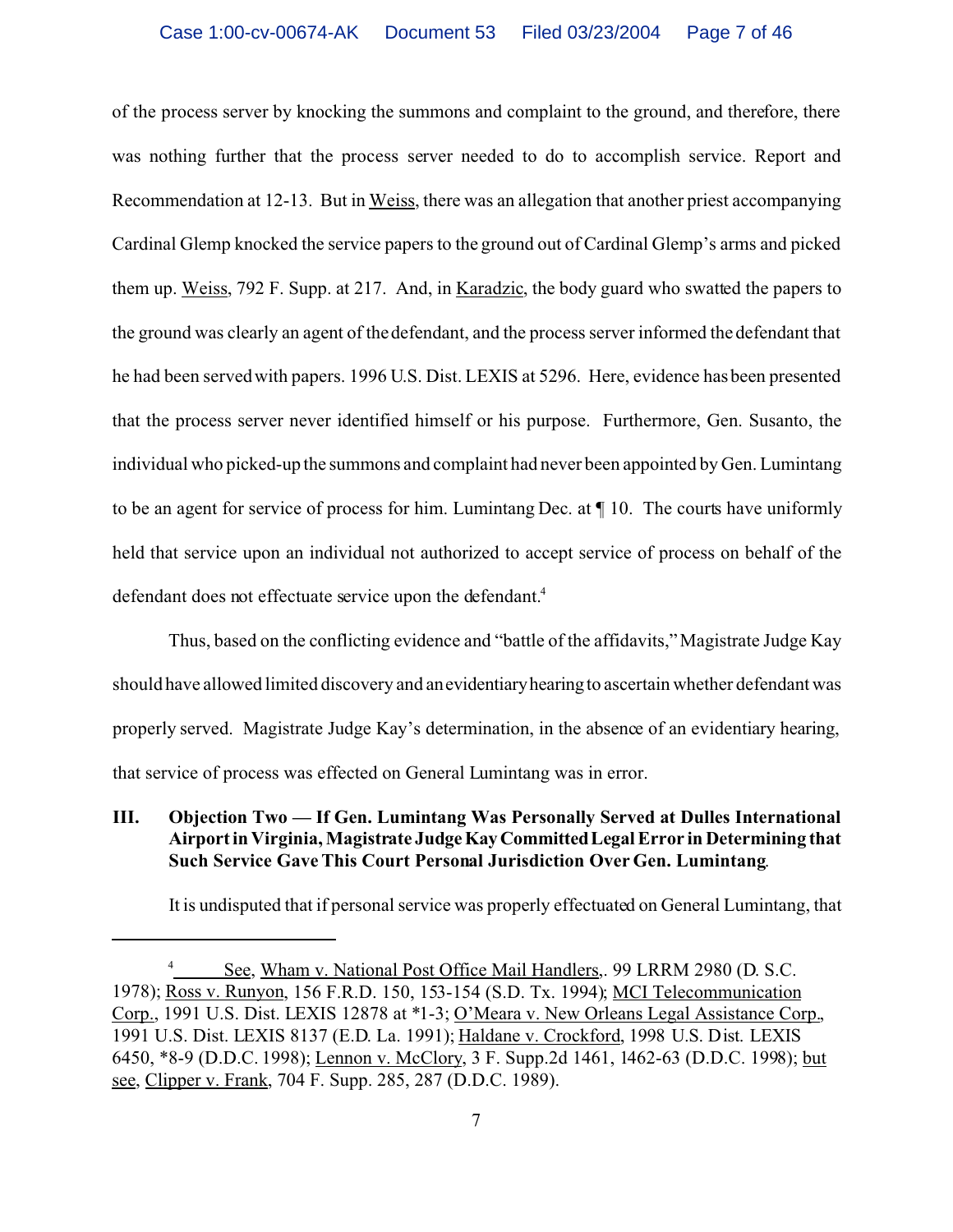of the process server by knocking the summons and complaint to the ground, and therefore, there was nothing further that the process server needed to do to accomplish service. Report and Recommendation at 12-13. But in Weiss, there was an allegation that another priest accompanying Cardinal Glemp knocked the service papers to the ground out of Cardinal Glemp's arms and picked them up. Weiss, 792 F. Supp. at 217. And, in Karadzic, the body guard who swatted the papers to the ground was clearly an agent of the defendant, and the process server informed the defendant that he had been served with papers. 1996 U.S. Dist. LEXIS at 5296. Here, evidence has been presented that the process server never identified himself or his purpose. Furthermore, Gen. Susanto, the individual who picked-up the summons and complaint had never been appointed by Gen. Lumintang to be an agent for service of process for him. Lumintang Dec. at ¶ 10. The courts have uniformly held that service upon an individual not authorized to accept service of process on behalf of the defendant does not effectuate service upon the defendant.[4]

Thus, based on the conflicting evidence and "battle of the affidavits," Magistrate Judge Kay should have allowed limited discovery and an evidentiary hearing to ascertain whether defendant was properly served. Magistrate Judge Kay's determination, in the absence of an evidentiary hearing, that service of process was effected on General Lumintang was in error.

## III. Objection Two — If Gen. Lumintang Was Personally Served at Dulles International Airport in Virginia, Magistrate Judge Kay Committed Legal Error in Determining that Such Service Gave This Court Personal Jurisdiction Over Gen. Lumintang.

It is undisputed that if personal service was properly effectuated on General Lumintang, that

---

[4] See, Wham v. National Post Office Mail Handlers,. 99 LRRM 2980 (D. S.C. 1978); Ross v. Runyon, 156 F.R.D. 150, 153-154 (S.D. Tx. 1994); MCI Telecommunication Corp., 1991 U.S. Dist. LEXIS 12878 at *1-3; O'Meara v. New Orleans Legal Assistance Corp., 1991 U.S. Dist. LEXIS 8137 (E.D. La. 1991); Haldane v. Crockford, 1998 U.S. Dist. LEXIS 6450, *8-9 (D.D.C. 1998); Lennon v. McClory, 3 F. Supp.2d 1461, 1462-63 (D.D.C. 1998); but see, Clipper v. Frank, 704 F. Supp. 285, 287 (D.D.C. 1989).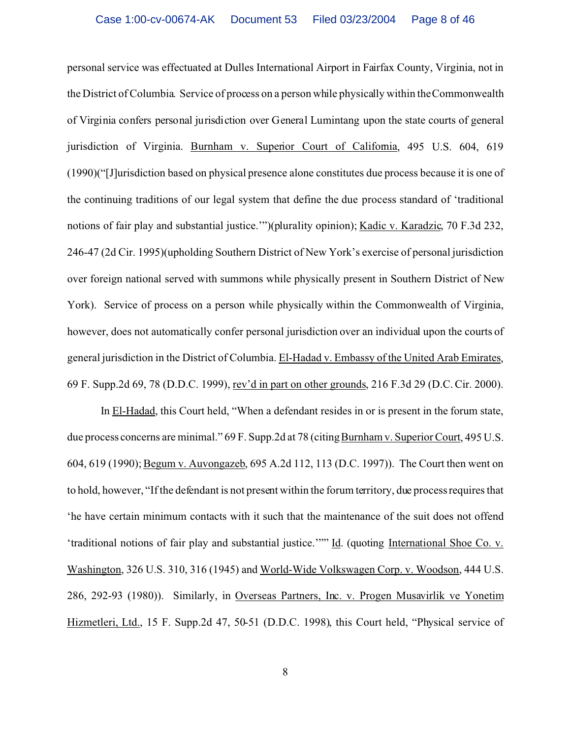personal service was effectuated at Dulles International Airport in Fairfax County, Virginia, not in the District of Columbia. Service of process on a person while physically within the Commonwealth of Virginia confers personal jurisdiction over General Lumintang upon the state courts of general jurisdiction of Virginia. Burnham v. Superior Court of California, 495 U.S. 604, 619 (1990)("[J]urisdiction based on physical presence alone constitutes due process because it is one of the continuing traditions of our legal system that define the due process standard of 'traditional notions of fair play and substantial justice.'")(plurality opinion); Kadic v. Karadzic, 70 F.3d 232, 246-47 (2d Cir. 1995)(upholding Southern District of New York's exercise of personal jurisdiction over foreign national served with summons while physically present in Southern District of New York). Service of process on a person while physically within the Commonwealth of Virginia, however, does not automatically confer personal jurisdiction over an individual upon the courts of general jurisdiction in the District of Columbia. El-Hadad v. Embassy of the United Arab Emirates, 69 F. Supp.2d 69, 78 (D.D.C. 1999), rev'd in part on other grounds, 216 F.3d 29 (D.C. Cir. 2000).

In El-Hadad, this Court held, "When a defendant resides in or is present in the forum state, due process concerns are minimal." 69 F. Supp.2d at 78 (citing Burnham v. Superior Court, 495 U.S. 604, 619 (1990); Begum v. Auvongazeb, 695 A.2d 112, 113 (D.C. 1997)). The Court then went on to hold, however, "If the defendant is not present within the forum territory, due process requires that 'he have certain minimum contacts with it such that the maintenance of the suit does not offend 'traditional notions of fair play and substantial justice.''" Id. (quoting International Shoe Co. v. Washington, 326 U.S. 310, 316 (1945) and World-Wide Volkswagen Corp. v. Woodson, 444 U.S. 286, 292-93 (1980)). Similarly, in Overseas Partners, Inc. v. Progen Musavirlik ve Yonetim Hizmetleri, Ltd., 15 F. Supp.2d 47, 50-51 (D.D.C. 1998), this Court held, "Physical service of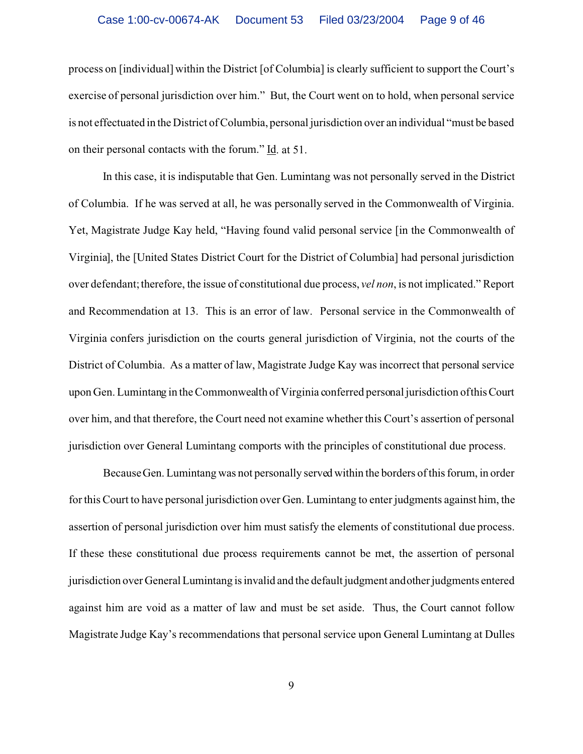process on [individual] within the District [of Columbia] is clearly sufficient to support the Court's exercise of personal jurisdiction over him." But, the Court went on to hold, when personal service is not effectuated in the District of Columbia, personal jurisdiction over an individual "must be based on their personal contacts with the forum." Id. at 51.

In this case, it is indisputable that Gen. Lumintang was not personally served in the District of Columbia. If he was served at all, he was personally served in the Commonwealth of Virginia. Yet, Magistrate Judge Kay held, "Having found valid personal service [in the Commonwealth of Virginia], the [United States District Court for the District of Columbia] had personal jurisdiction over defendant; therefore, the issue of constitutional due process, *vel non*, is not implicated." Report and Recommendation at 13. This is an error of law. Personal service in the Commonwealth of Virginia confers jurisdiction on the courts general jurisdiction of Virginia, not the courts of the District of Columbia. As a matter of law, Magistrate Judge Kay was incorrect that personal service upon Gen. Lumintang in the Commonwealth of Virginia conferred personal jurisdiction of this Court over him, and that therefore, the Court need not examine whether this Court's assertion of personal jurisdiction over General Lumintang comports with the principles of constitutional due process.

Because Gen. Lumintang was not personally served within the borders of this forum, in order for this Court to have personal jurisdiction over Gen. Lumintang to enter judgments against him, the assertion of personal jurisdiction over him must satisfy the elements of constitutional due process. If these these constitutional due process requirements cannot be met, the assertion of personal jurisdiction over General Lumintang is invalid and the default judgment and other judgments entered against him are void as a matter of law and must be set aside. Thus, the Court cannot follow Magistrate Judge Kay's recommendations that personal service upon General Lumintang at Dulles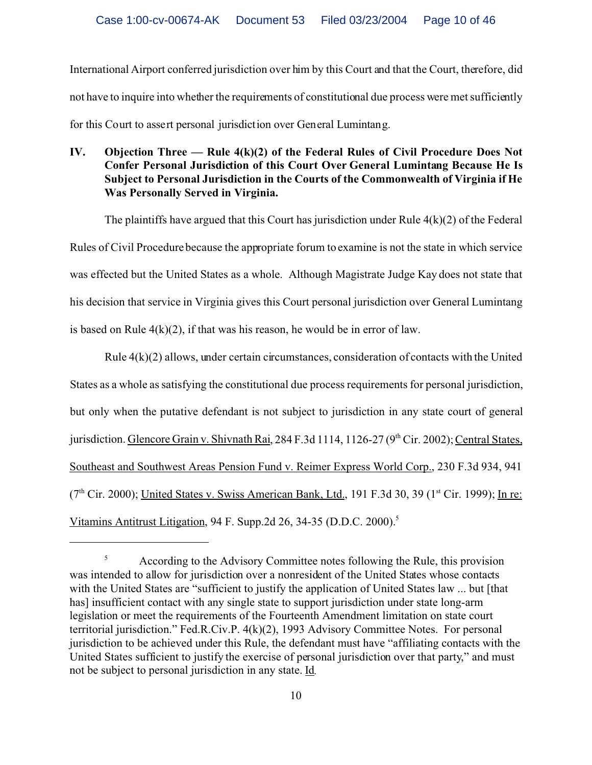International Airport conferred jurisdiction over him by this Court and that the Court, therefore, did not have to inquire into whether the requirements of constitutional due process were met sufficiently for this Court to assert personal jurisdiction over General Lumintang.

## IV. Objection Three — Rule 4(k)(2) of the Federal Rules of Civil Procedure Does Not Confer Personal Jurisdiction of this Court Over General Lumintang Because He Is Subject to Personal Jurisdiction in the Courts of the Commonwealth of Virginia if He Was Personally Served in Virginia.

The plaintiffs have argued that this Court has jurisdiction under Rule 4(k)(2) of the Federal Rules of Civil Procedure because the appropriate forum to examine is not the state in which service was effected but the United States as a whole. Although Magistrate Judge Kay does not state that his decision that service in Virginia gives this Court personal jurisdiction over General Lumintang is based on Rule 4(k)(2), if that was his reason, he would be in error of law.

Rule 4(k)(2) allows, under certain circumstances, consideration of contacts with the United States as a whole as satisfying the constitutional due process requirements for personal jurisdiction, but only when the putative defendant is not subject to jurisdiction in any state court of general jurisdiction. Glencore Grain v. Shivnath Rai, 284 F.3d 1114, 1126-27 (9th Cir. 2002); Central States, Southeast and Southwest Areas Pension Fund v. Reimer Express World Corp., 230 F.3d 934, 941 (7th Cir. 2000); United States v. Swiss American Bank, Ltd., 191 F.3d 30, 39 (1st Cir. 1999); In re: Vitamins Antitrust Litigation, 94 F. Supp.2d 26, 34-35 (D.D.C. 2000).[5]

---

[5] According to the Advisory Committee notes following the Rule, this provision was intended to allow for jurisdiction over a nonresident of the United States whose contacts with the United States are "sufficient to justify the application of United States law ... but [that has] insufficient contact with any single state to support jurisdiction under state long-arm legislation or meet the requirements of the Fourteenth Amendment limitation on state court territorial jurisdiction." Fed.R.Civ.P. 4(k)(2), 1993 Advisory Committee Notes. For personal jurisdiction to be achieved under this Rule, the defendant must have "affiliating contacts with the United States sufficient to justify the exercise of personal jurisdiction over that party," and must not be subject to personal jurisdiction in any state. Id.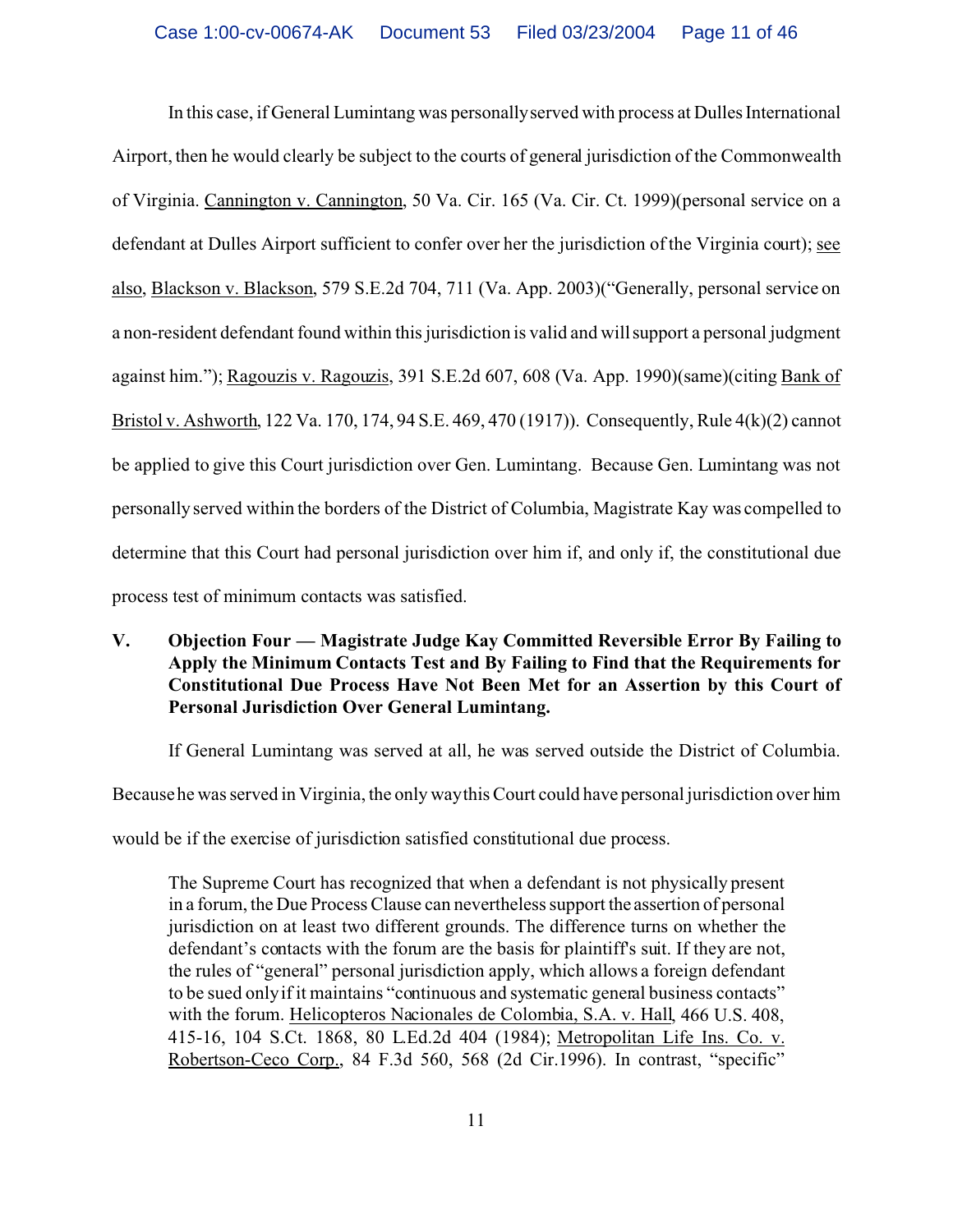In this case, if General Lumintang was personally served with process at Dulles International Airport, then he would clearly be subject to the courts of general jurisdiction of the Commonwealth of Virginia. Cannington v. Cannington, 50 Va. Cir. 165 (Va. Cir. Ct. 1999)(personal service on a defendant at Dulles Airport sufficient to confer over her the jurisdiction of the Virginia court); see also, Blackson v. Blackson, 579 S.E.2d 704, 711 (Va. App. 2003)("Generally, personal service on a non-resident defendant found within this jurisdiction is valid and will support a personal judgment against him."); Ragouzis v. Ragouzis, 391 S.E.2d 607, 608 (Va. App. 1990)(same)(citing Bank of Bristol v. Ashworth, 122 Va. 170, 174, 94 S.E. 469, 470 (1917)). Consequently, Rule 4(k)(2) cannot be applied to give this Court jurisdiction over Gen. Lumintang. Because Gen. Lumintang was not personally served within the borders of the District of Columbia, Magistrate Kay was compelled to determine that this Court had personal jurisdiction over him if, and only if, the constitutional due process test of minimum contacts was satisfied.

## V. Objection Four — Magistrate Judge Kay Committed Reversible Error By Failing to Apply the Minimum Contacts Test and By Failing to Find that the Requirements for Constitutional Due Process Have Not Been Met for an Assertion by this Court of Personal Jurisdiction Over General Lumintang.

If General Lumintang was served at all, he was served outside the District of Columbia. Because he was served in Virginia, the only way this Court could have personal jurisdiction over him would be if the exercise of jurisdiction satisfied constitutional due process.

> The Supreme Court has recognized that when a defendant is not physically present in a forum, the Due Process Clause can nevertheless support the assertion of personal jurisdiction on at least two different grounds. The difference turns on whether the defendant's contacts with the forum are the basis for plaintiff's suit. If they are not, the rules of "general" personal jurisdiction apply, which allows a foreign defendant to be sued only if it maintains "continuous and systematic general business contacts" with the forum. Helicopteros Nacionales de Colombia, S.A. v. Hall, 466 U.S. 408, 415-16, 104 S.Ct. 1868, 80 L.Ed.2d 404 (1984); Metropolitan Life Ins. Co. v. Robertson-Ceco Corp., 84 F.3d 560, 568 (2d Cir.1996). In contrast, "specific"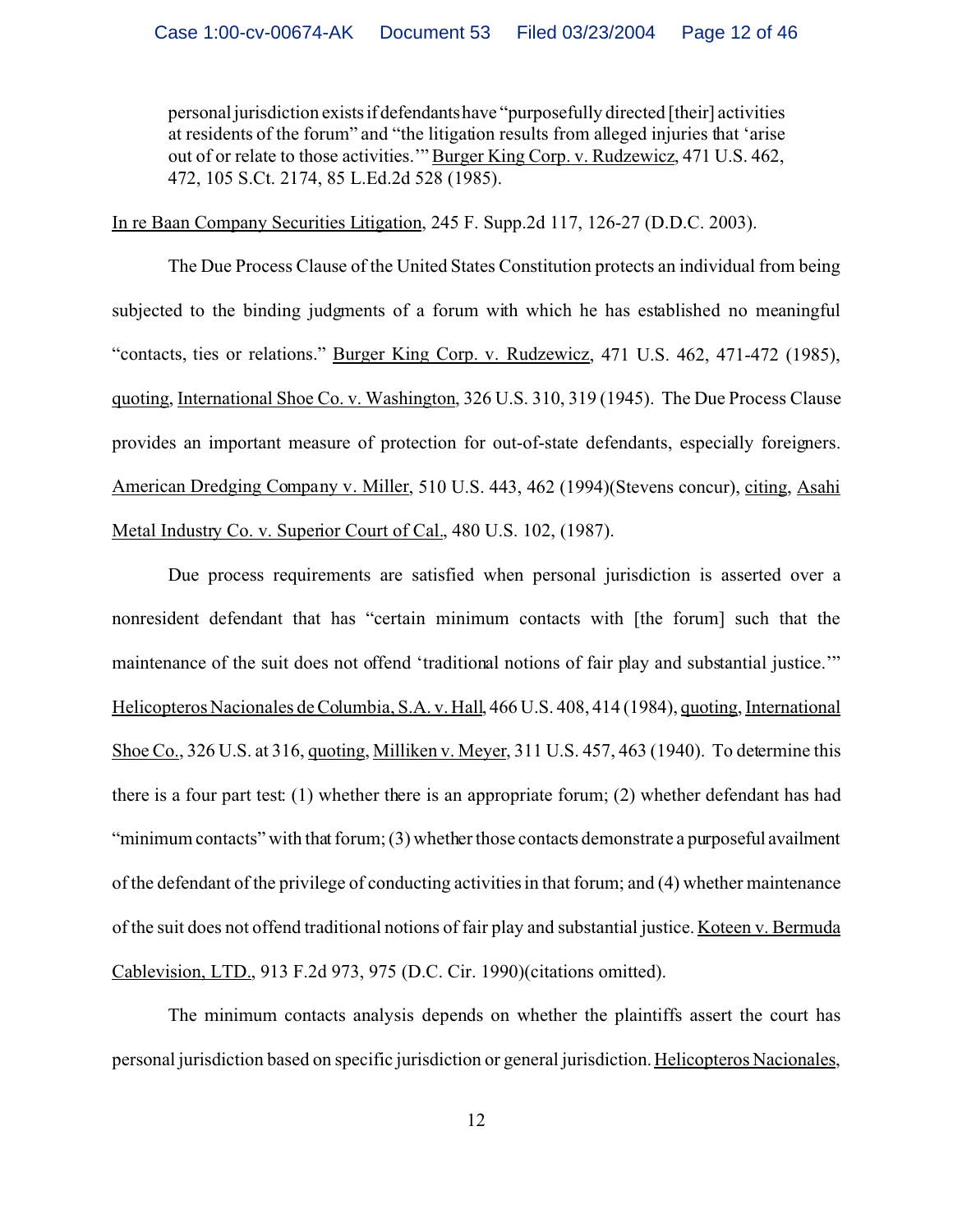> personal jurisdiction exists if defendants have "purposefully directed [their] activities at residents of the forum" and "the litigation results from alleged injuries that 'arise out of or relate to those activities.'" Burger King Corp. v. Rudzewicz, 471 U.S. 462, 472, 105 S.Ct. 2174, 85 L.Ed.2d 528 (1985).

In re Baan Company Securities Litigation, 245 F. Supp.2d 117, 126-27 (D.D.C. 2003).

The Due Process Clause of the United States Constitution protects an individual from being subjected to the binding judgments of a forum with which he has established no meaningful "contacts, ties or relations." Burger King Corp. v. Rudzewicz, 471 U.S. 462, 471-472 (1985), quoting, International Shoe Co. v. Washington, 326 U.S. 310, 319 (1945). The Due Process Clause provides an important measure of protection for out-of-state defendants, especially foreigners. American Dredging Company v. Miller, 510 U.S. 443, 462 (1994)(Stevens concur), citing, Asahi Metal Industry Co. v. Superior Court of Cal., 480 U.S. 102, (1987).

Due process requirements are satisfied when personal jurisdiction is asserted over a nonresident defendant that has "certain minimum contacts with [the forum] such that the maintenance of the suit does not offend 'traditional notions of fair play and substantial justice.'" Helicopteros Nacionales de Columbia, S.A. v. Hall, 466 U.S. 408, 414 (1984), quoting, International Shoe Co., 326 U.S. at 316, quoting, Milliken v. Meyer, 311 U.S. 457, 463 (1940). To determine this there is a four part test: (1) whether there is an appropriate forum; (2) whether defendant has had "minimum contacts" with that forum; (3) whether those contacts demonstrate a purposeful availment of the defendant of the privilege of conducting activities in that forum; and (4) whether maintenance of the suit does not offend traditional notions of fair play and substantial justice. Koteen v. Bermuda Cablevision, LTD., 913 F.2d 973, 975 (D.C. Cir. 1990)(citations omitted).

The minimum contacts analysis depends on whether the plaintiffs assert the court has personal jurisdiction based on specific jurisdiction or general jurisdiction. Helicopteros Nacionales,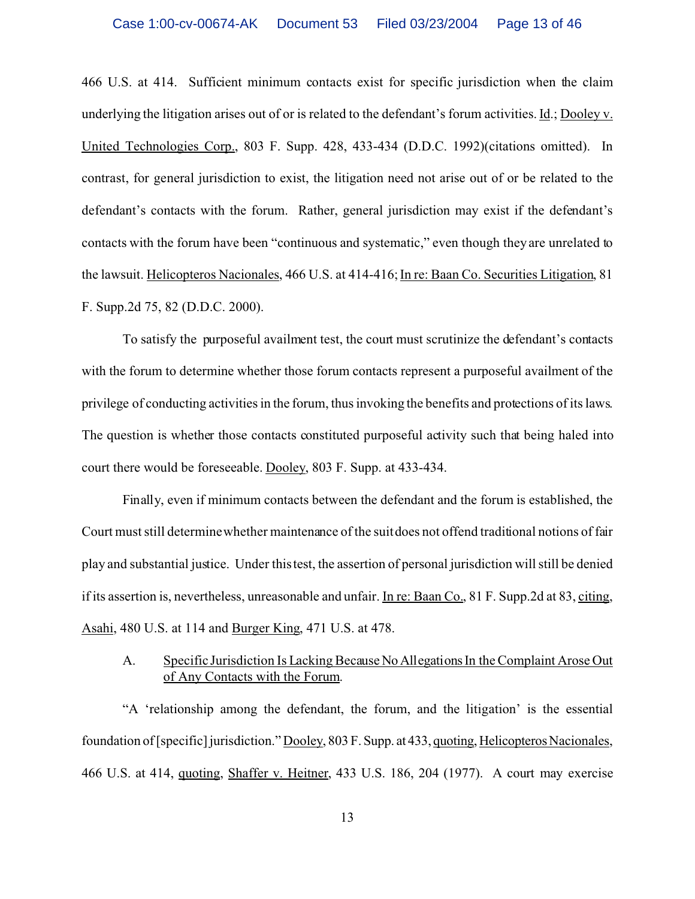466 U.S. at 414. Sufficient minimum contacts exist for specific jurisdiction when the claim underlying the litigation arises out of or is related to the defendant's forum activities. Id.; Dooley v. United Technologies Corp., 803 F. Supp. 428, 433-434 (D.D.C. 1992)(citations omitted). In contrast, for general jurisdiction to exist, the litigation need not arise out of or be related to the defendant's contacts with the forum. Rather, general jurisdiction may exist if the defendant's contacts with the forum have been "continuous and systematic," even though they are unrelated to the lawsuit. Helicopteros Nacionales, 466 U.S. at 414-416; In re: Baan Co. Securities Litigation, 81 F. Supp.2d 75, 82 (D.D.C. 2000).

To satisfy the purposeful availment test, the court must scrutinize the defendant's contacts with the forum to determine whether those forum contacts represent a purposeful availment of the privilege of conducting activities in the forum, thus invoking the benefits and protections of its laws. The question is whether those contacts constituted purposeful activity such that being haled into court there would be foreseeable. Dooley, 803 F. Supp. at 433-434.

Finally, even if minimum contacts between the defendant and the forum is established, the Court must still determine whether maintenance of the suit does not offend traditional notions of fair play and substantial justice. Under this test, the assertion of personal jurisdiction will still be denied if its assertion is, nevertheless, unreasonable and unfair. In re: Baan Co., 81 F. Supp.2d at 83, citing, Asahi, 480 U.S. at 114 and Burger King, 471 U.S. at 478.

A. Specific Jurisdiction Is Lacking Because No Allegations In the Complaint Arose Out of Any Contacts with the Forum.

"A 'relationship among the defendant, the forum, and the litigation' is the essential foundation of [specific] jurisdiction." Dooley, 803 F. Supp. at 433, quoting, Helicopteros Nacionales, 466 U.S. at 414, quoting, Shaffer v. Heitner, 433 U.S. 186, 204 (1977). A court may exercise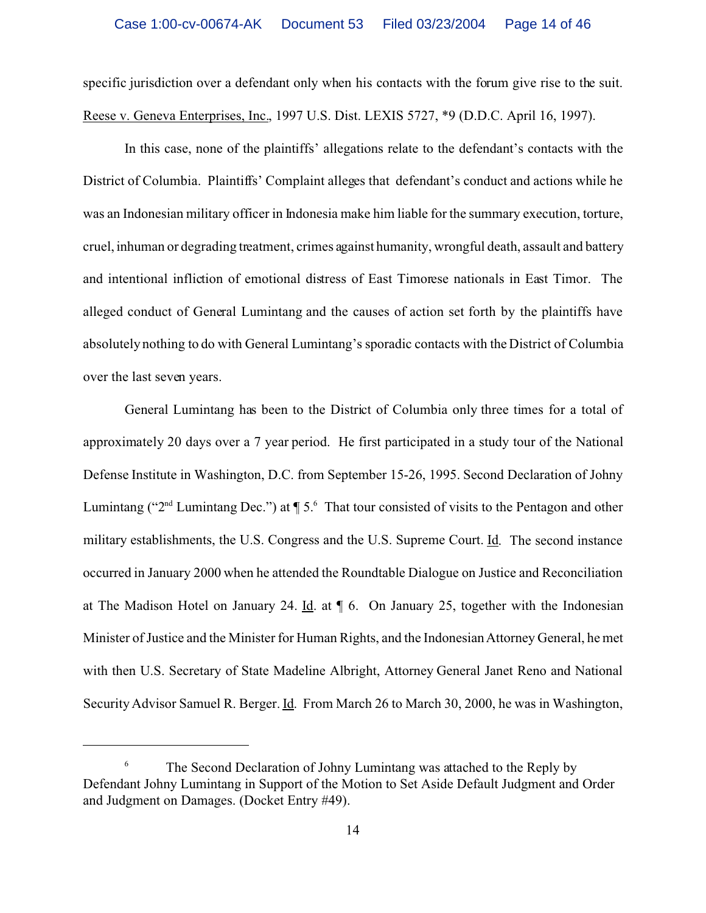specific jurisdiction over a defendant only when his contacts with the forum give rise to the suit. Reese v. Geneva Enterprises, Inc., 1997 U.S. Dist. LEXIS 5727, *9 (D.D.C. April 16, 1997).

In this case, none of the plaintiffs' allegations relate to the defendant's contacts with the District of Columbia. Plaintiffs' Complaint alleges that defendant's conduct and actions while he was an Indonesian military officer in Indonesia make him liable for the summary execution, torture, cruel, inhuman or degrading treatment, crimes against humanity, wrongful death, assault and battery and intentional infliction of emotional distress of East Timorese nationals in East Timor. The alleged conduct of General Lumintang and the causes of action set forth by the plaintiffs have absolutely nothing to do with General Lumintang's sporadic contacts with the District of Columbia over the last seven years.

General Lumintang has been to the District of Columbia only three times for a total of approximately 20 days over a 7 year period. He first participated in a study tour of the National Defense Institute in Washington, D.C. from September 15-26, 1995. Second Declaration of Johny Lumintang ("2nd Lumintang Dec.") at ¶ 5.[6] That tour consisted of visits to the Pentagon and other military establishments, the U.S. Congress and the U.S. Supreme Court. Id. The second instance occurred in January 2000 when he attended the Roundtable Dialogue on Justice and Reconciliation at The Madison Hotel on January 24. Id. at ¶ 6. On January 25, together with the Indonesian Minister of Justice and the Minister for Human Rights, and the Indonesian Attorney General, he met with then U.S. Secretary of State Madeline Albright, Attorney General Janet Reno and National Security Advisor Samuel R. Berger. Id. From March 26 to March 30, 2000, he was in Washington,

---

[6] The Second Declaration of Johny Lumintang was attached to the Reply by Defendant Johny Lumintang in Support of the Motion to Set Aside Default Judgment and Order and Judgment on Damages. (Docket Entry #49).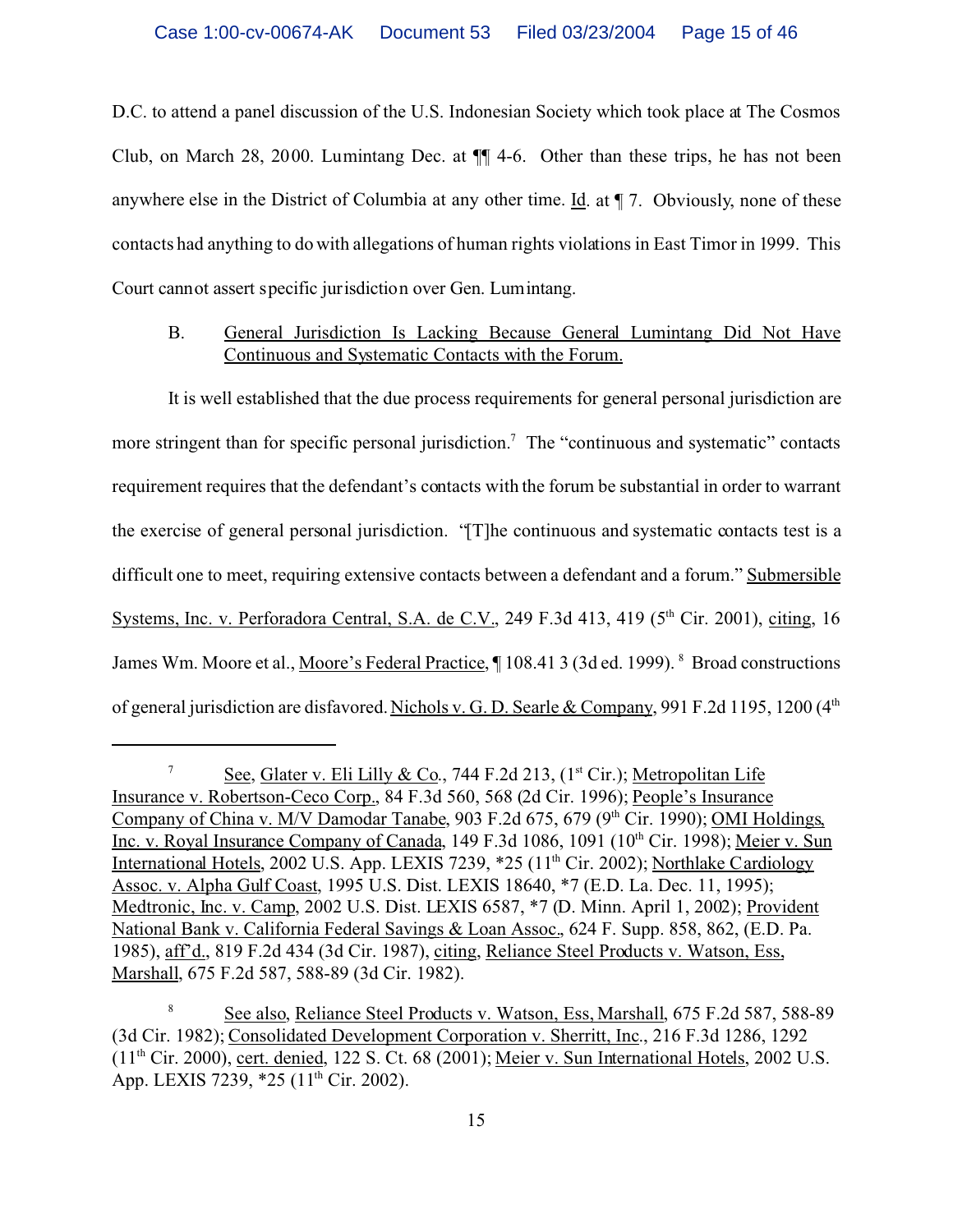D.C. to attend a panel discussion of the U.S. Indonesian Society which took place at The Cosmos Club, on March 28, 2000. Lumintang Dec. at ¶¶ 4-6. Other than these trips, he has not been anywhere else in the District of Columbia at any other time. Id. at ¶ 7. Obviously, none of these contacts had anything to do with allegations of human rights violations in East Timor in 1999. This Court cannot assert specific jurisdiction over Gen. Lumintang.

B. General Jurisdiction Is Lacking Because General Lumintang Did Not Have Continuous and Systematic Contacts with the Forum.

It is well established that the due process requirements for general personal jurisdiction are more stringent than for specific personal jurisdiction.[7] The "continuous and systematic" contacts requirement requires that the defendant's contacts with the forum be substantial in order to warrant the exercise of general personal jurisdiction. "[T]he continuous and systematic contacts test is a difficult one to meet, requiring extensive contacts between a defendant and a forum." Submersible Systems, Inc. v. Perforadora Central, S.A. de C.V., 249 F.3d 413, 419 (5th Cir. 2001), citing, 16 James Wm. Moore et al., Moore's Federal Practice, ¶ 108.41 3 (3d ed. 1999).[8] Broad constructions of general jurisdiction are disfavored. Nichols v. G. D. Searle & Company, 991 F.2d 1195, 1200 (4th

---

[7] See, Glater v. Eli Lilly & Co., 744 F.2d 213, (1st Cir.); Metropolitan Life Insurance v. Robertson-Ceco Corp., 84 F.3d 560, 568 (2d Cir. 1996); People's Insurance Company of China v. M/V Damodar Tanabe, 903 F.2d 675, 679 (9th Cir. 1990); OMI Holdings, Inc. v. Royal Insurance Company of Canada, 149 F.3d 1086, 1091 (10th Cir. 1998); Meier v. Sun International Hotels, 2002 U.S. App. LEXIS 7239, *25 (11th Cir. 2002); Northlake Cardiology Assoc. v. Alpha Gulf Coast, 1995 U.S. Dist. LEXIS 18640, *7 (E.D. La. Dec. 11, 1995); Medtronic, Inc. v. Camp, 2002 U.S. Dist. LEXIS 6587, *7 (D. Minn. April 1, 2002); Provident National Bank v. California Federal Savings & Loan Assoc., 624 F. Supp. 858, 862, (E.D. Pa. 1985), aff'd., 819 F.2d 434 (3d Cir. 1987), citing, Reliance Steel Products v. Watson, Ess, Marshall, 675 F.2d 587, 588-89 (3d Cir. 1982).

[8] See also, Reliance Steel Products v. Watson, Ess, Marshall, 675 F.2d 587, 588-89 (3d Cir. 1982); Consolidated Development Corporation v. Sherritt, Inc., 216 F.3d 1286, 1292 (11th Cir. 2000), cert. denied, 122 S. Ct. 68 (2001); Meier v. Sun International Hotels, 2002 U.S. App. LEXIS 7239, *25 (11th Cir. 2002).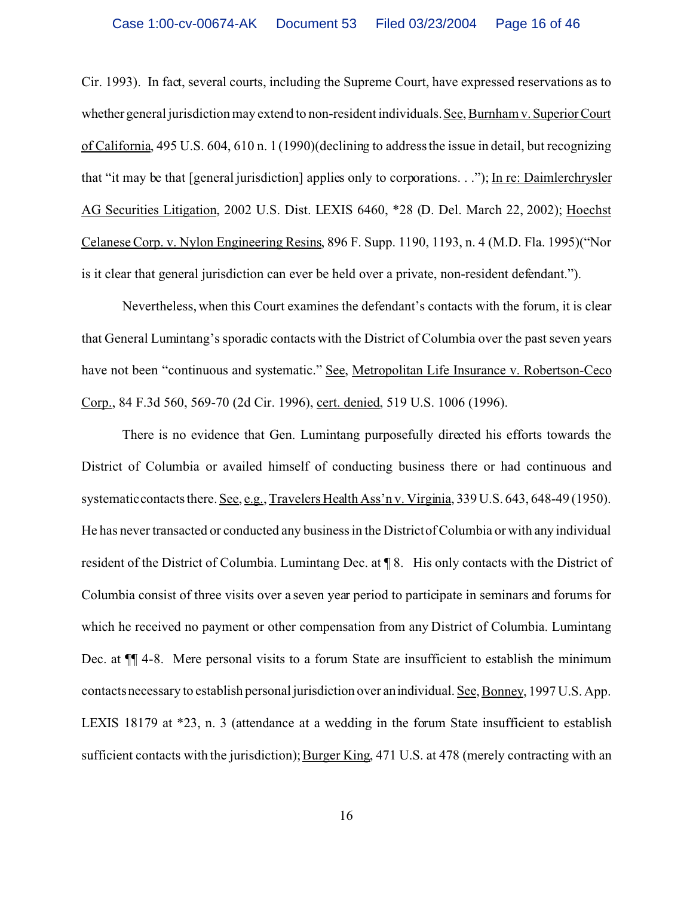Cir. 1993). In fact, several courts, including the Supreme Court, have expressed reservations as to whether general jurisdiction may extend to non-resident individuals. See, Burnham v. Superior Court of California, 495 U.S. 604, 610 n. 1 (1990)(declining to address the issue in detail, but recognizing that "it may be that [general jurisdiction] applies only to corporations. . ."); In re: Daimlerchrysler AG Securities Litigation, 2002 U.S. Dist. LEXIS 6460, *28 (D. Del. March 22, 2002); Hoechst Celanese Corp. v. Nylon Engineering Resins, 896 F. Supp. 1190, 1193, n. 4 (M.D. Fla. 1995)("Nor is it clear that general jurisdiction can ever be held over a private, non-resident defendant.").

Nevertheless, when this Court examines the defendant's contacts with the forum, it is clear that General Lumintang's sporadic contacts with the District of Columbia over the past seven years have not been "continuous and systematic." See, Metropolitan Life Insurance v. Robertson-Ceco Corp., 84 F.3d 560, 569-70 (2d Cir. 1996), cert. denied, 519 U.S. 1006 (1996).

There is no evidence that Gen. Lumintang purposefully directed his efforts towards the District of Columbia or availed himself of conducting business there or had continuous and systematic contacts there. See, e.g., Travelers Health Ass'n v. Virginia, 339 U.S. 643, 648-49 (1950). He has never transacted or conducted any business in the District of Columbia or with any individual resident of the District of Columbia. Lumintang Dec. at ¶ 8. His only contacts with the District of Columbia consist of three visits over a seven year period to participate in seminars and forums for which he received no payment or other compensation from any District of Columbia. Lumintang Dec. at ¶¶ 4-8. Mere personal visits to a forum State are insufficient to establish the minimum contacts necessary to establish personal jurisdiction over an individual. See, Bonney, 1997 U.S. App. LEXIS 18179 at *23, n. 3 (attendance at a wedding in the forum State insufficient to establish sufficient contacts with the jurisdiction); Burger King, 471 U.S. at 478 (merely contracting with an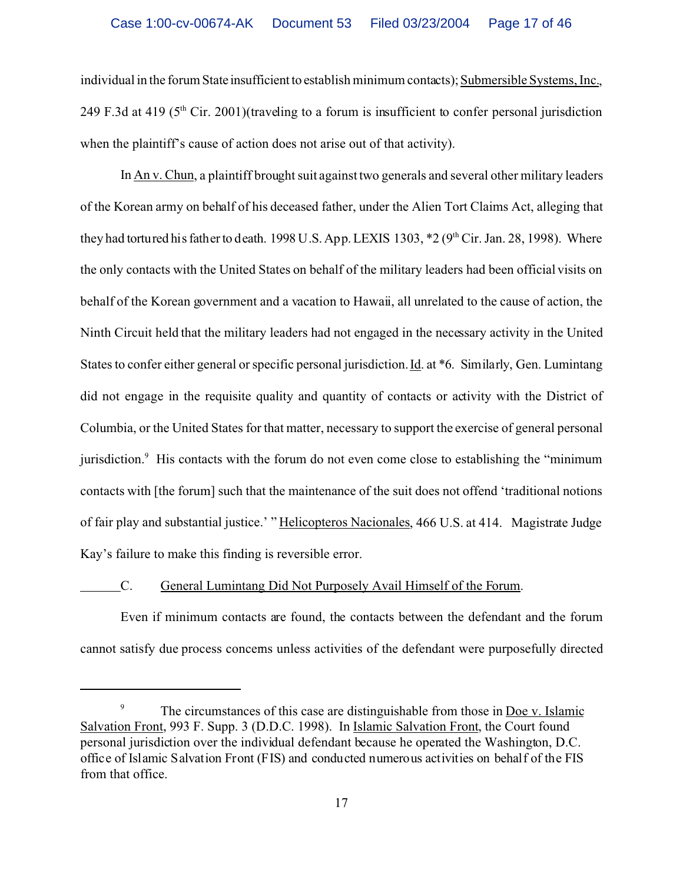individual in the forum State insufficient to establish minimum contacts); Submersible Systems, Inc., 249 F.3d at 419 (5th Cir. 2001)(traveling to a forum is insufficient to confer personal jurisdiction when the plaintiff's cause of action does not arise out of that activity).

In An v. Chun, a plaintiff brought suit against two generals and several other military leaders of the Korean army on behalf of his deceased father, under the Alien Tort Claims Act, alleging that they had tortured his father to death. 1998 U.S. App. LEXIS 1303, *2 (9th Cir. Jan. 28, 1998). Where the only contacts with the United States on behalf of the military leaders had been official visits on behalf of the Korean government and a vacation to Hawaii, all unrelated to the cause of action, the Ninth Circuit held that the military leaders had not engaged in the necessary activity in the United States to confer either general or specific personal jurisdiction. Id. at *6. Similarly, Gen. Lumintang did not engage in the requisite quality and quantity of contacts or activity with the District of Columbia, or the United States for that matter, necessary to support the exercise of general personal jurisdiction.[9] His contacts with the forum do not even come close to establishing the "minimum contacts with [the forum] such that the maintenance of the suit does not offend 'traditional notions of fair play and substantial justice.' " Helicopteros Nacionales, 466 U.S. at 414. Magistrate Judge Kay's failure to make this finding is reversible error.

### C. General Lumintang Did Not Purposely Avail Himself of the Forum.

Even if minimum contacts are found, the contacts between the defendant and the forum cannot satisfy due process concerns unless activities of the defendant were purposefully directed

---

[9] The circumstances of this case are distinguishable from those in Doe v. Islamic Salvation Front, 993 F. Supp. 3 (D.D.C. 1998). In Islamic Salvation Front, the Court found personal jurisdiction over the individual defendant because he operated the Washington, D.C. office of Islamic Salvation Front (FIS) and conducted numerous activities on behalf of the FIS from that office.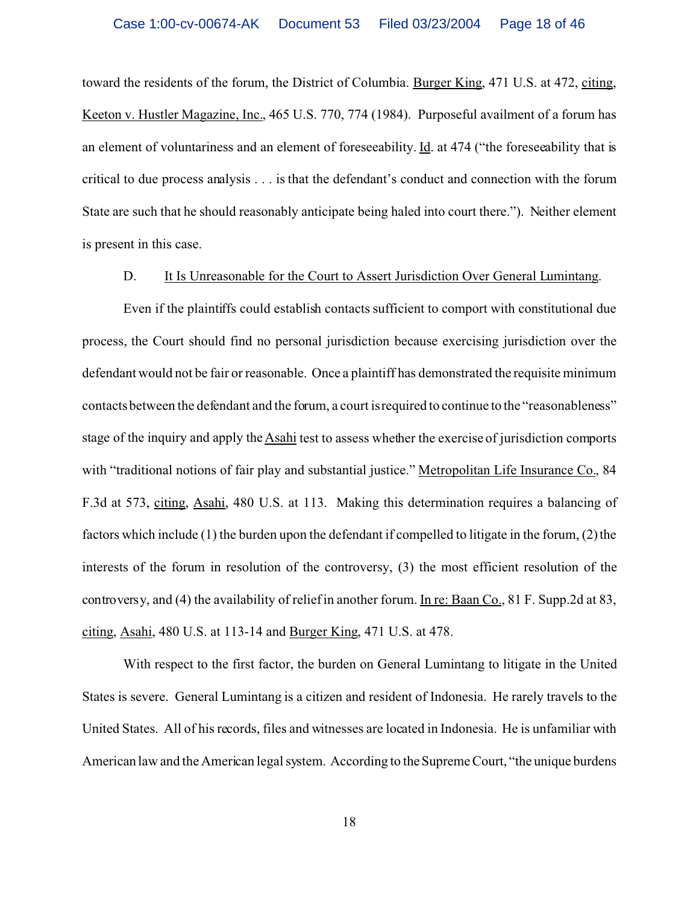toward the residents of the forum, the District of Columbia. Burger King, 471 U.S. at 472, citing, Keeton v. Hustler Magazine, Inc., 465 U.S. 770, 774 (1984). Purposeful availment of a forum has an element of voluntariness and an element of foreseeability. Id. at 474 ("the foreseeability that is critical to due process analysis . . . is that the defendant's conduct and connection with the forum State are such that he should reasonably anticipate being haled into court there."). Neither element is present in this case.

D. It Is Unreasonable for the Court to Assert Jurisdiction Over General Lumintang.

Even if the plaintiffs could establish contacts sufficient to comport with constitutional due process, the Court should find no personal jurisdiction because exercising jurisdiction over the defendant would not be fair or reasonable. Once a plaintiff has demonstrated the requisite minimum contacts between the defendant and the forum, a court is required to continue to the "reasonableness" stage of the inquiry and apply the Asahi test to assess whether the exercise of jurisdiction comports with "traditional notions of fair play and substantial justice." Metropolitan Life Insurance Co., 84 F.3d at 573, citing, Asahi, 480 U.S. at 113. Making this determination requires a balancing of factors which include (1) the burden upon the defendant if compelled to litigate in the forum, (2) the interests of the forum in resolution of the controversy, (3) the most efficient resolution of the controversy, and (4) the availability of relief in another forum. In re: Baan Co., 81 F. Supp.2d at 83, citing, Asahi, 480 U.S. at 113-14 and Burger King, 471 U.S. at 478.

With respect to the first factor, the burden on General Lumintang to litigate in the United States is severe. General Lumintang is a citizen and resident of Indonesia. He rarely travels to the United States. All of his records, files and witnesses are located in Indonesia. He is unfamiliar with American law and the American legal system. According to the Supreme Court, "the unique burdens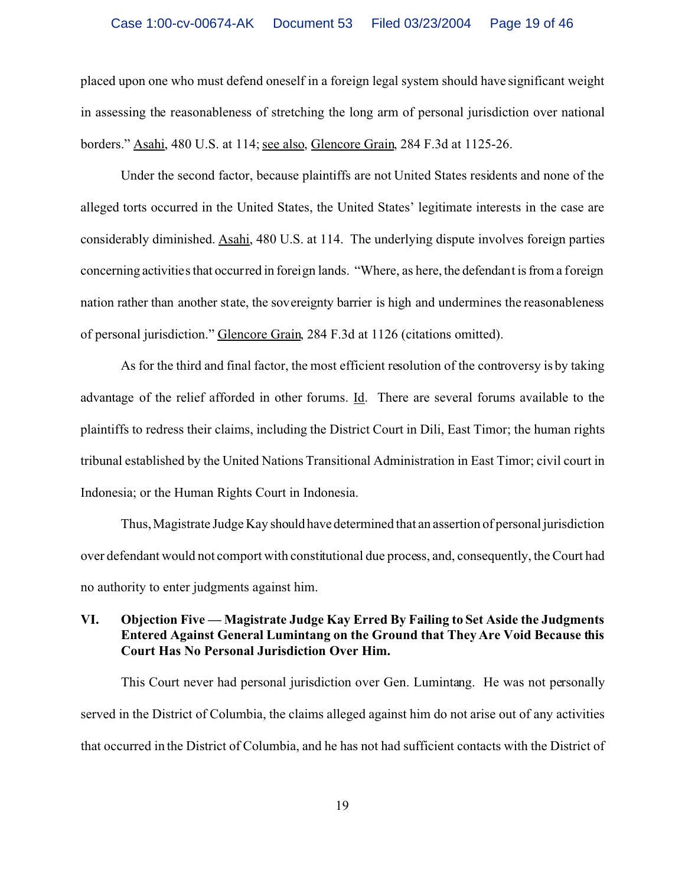placed upon one who must defend oneself in a foreign legal system should have significant weight in assessing the reasonableness of stretching the long arm of personal jurisdiction over national borders." Asahi, 480 U.S. at 114; see also, Glencore Grain, 284 F.3d at 1125-26.

Under the second factor, because plaintiffs are not United States residents and none of the alleged torts occurred in the United States, the United States' legitimate interests in the case are considerably diminished. Asahi, 480 U.S. at 114. The underlying dispute involves foreign parties concerning activities that occurred in foreign lands. "Where, as here, the defendant is from a foreign nation rather than another state, the sovereignty barrier is high and undermines the reasonableness of personal jurisdiction." Glencore Grain, 284 F.3d at 1126 (citations omitted).

As for the third and final factor, the most efficient resolution of the controversy is by taking advantage of the relief afforded in other forums. Id. There are several forums available to the plaintiffs to redress their claims, including the District Court in Dili, East Timor; the human rights tribunal established by the United Nations Transitional Administration in East Timor; civil court in Indonesia; or the Human Rights Court in Indonesia.

Thus, Magistrate Judge Kay should have determined that an assertion of personal jurisdiction over defendant would not comport with constitutional due process, and, consequently, the Court had no authority to enter judgments against him.

## VI. Objection Five — Magistrate Judge Kay Erred By Failing to Set Aside the Judgments Entered Against General Lumintang on the Ground that They Are Void Because this Court Has No Personal Jurisdiction Over Him.

This Court never had personal jurisdiction over Gen. Lumintang. He was not personally served in the District of Columbia, the claims alleged against him do not arise out of any activities that occurred in the District of Columbia, and he has not had sufficient contacts with the District of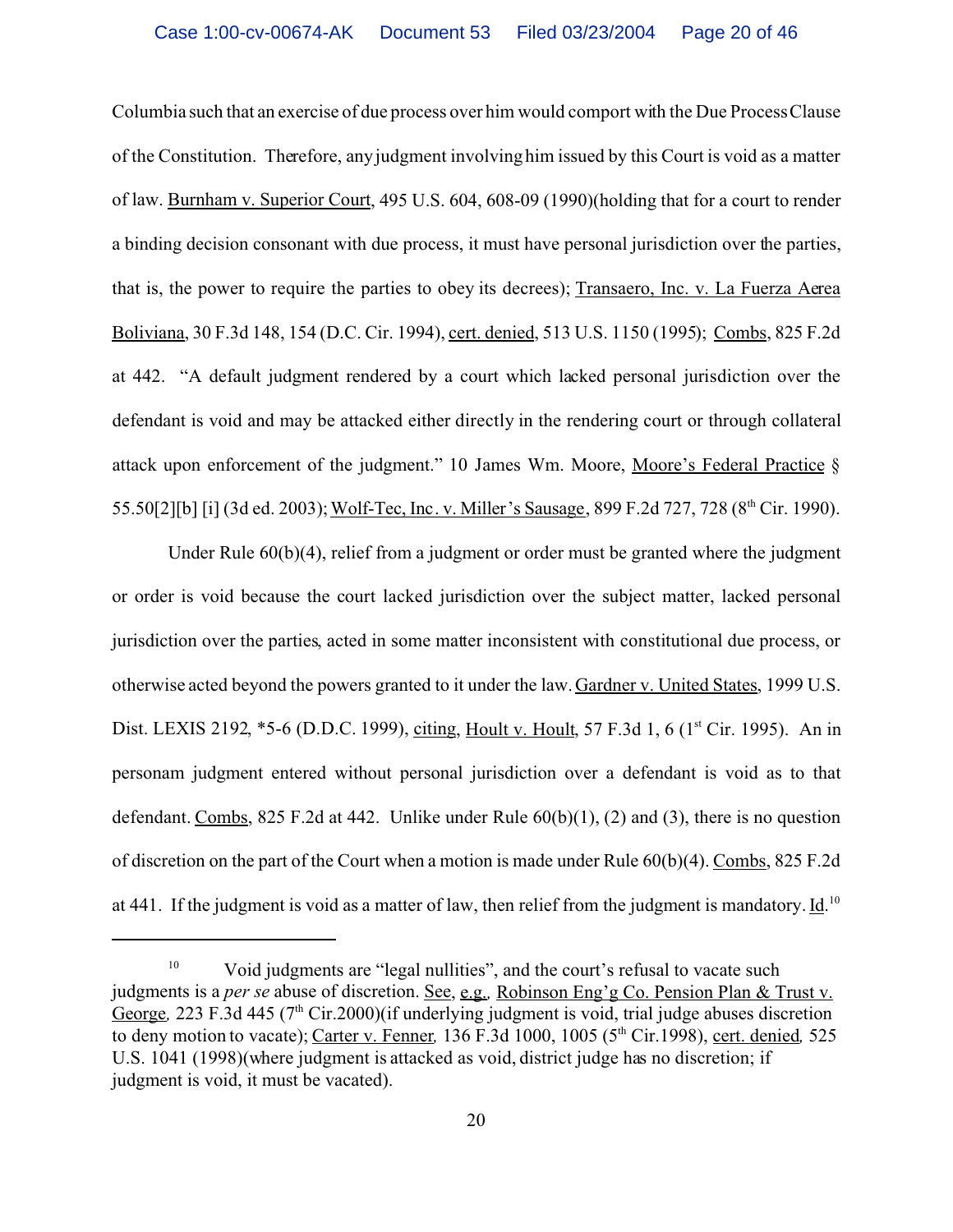Columbia such that an exercise of due process over him would comport with the Due Process Clause of the Constitution. Therefore, any judgment involving him issued by this Court is void as a matter of law. Burnham v. Superior Court, 495 U.S. 604, 608-09 (1990)(holding that for a court to render a binding decision consonant with due process, it must have personal jurisdiction over the parties, that is, the power to require the parties to obey its decrees); Transaero, Inc. v. La Fuerza Aerea Boliviana, 30 F.3d 148, 154 (D.C. Cir. 1994), cert. denied, 513 U.S. 1150 (1995); Combs, 825 F.2d at 442. "A default judgment rendered by a court which lacked personal jurisdiction over the defendant is void and may be attacked either directly in the rendering court or through collateral attack upon enforcement of the judgment." 10 James Wm. Moore, Moore's Federal Practice § 55.50[2][b] [i] (3d ed. 2003); Wolf-Tec, Inc. v. Miller's Sausage, 899 F.2d 727, 728 (8th Cir. 1990).

Under Rule 60(b)(4), relief from a judgment or order must be granted where the judgment or order is void because the court lacked jurisdiction over the subject matter, lacked personal jurisdiction over the parties, acted in some matter inconsistent with constitutional due process, or otherwise acted beyond the powers granted to it under the law. Gardner v. United States, 1999 U.S. Dist. LEXIS 2192, *5-6 (D.D.C. 1999), citing, Hoult v. Hoult, 57 F.3d 1, 6 (1st Cir. 1995). An in personam judgment entered without personal jurisdiction over a defendant is void as to that defendant. Combs, 825 F.2d at 442. Unlike under Rule 60(b)(1), (2) and (3), there is no question of discretion on the part of the Court when a motion is made under Rule 60(b)(4). Combs, 825 F.2d at 441. If the judgment is void as a matter of law, then relief from the judgment is mandatory. Id.[10]

---

[10] Void judgments are "legal nullities", and the court's refusal to vacate such judgments is a *per se* abuse of discretion. See, e.g., Robinson Eng'g Co. Pension Plan & Trust v. George, 223 F.3d 445 (7th Cir.2000)(if underlying judgment is void, trial judge abuses discretion to deny motion to vacate); Carter v. Fenner, 136 F.3d 1000, 1005 (5th Cir.1998), cert. denied, 525 U.S. 1041 (1998)(where judgment is attacked as void, district judge has no discretion; if judgment is void, it must be vacated).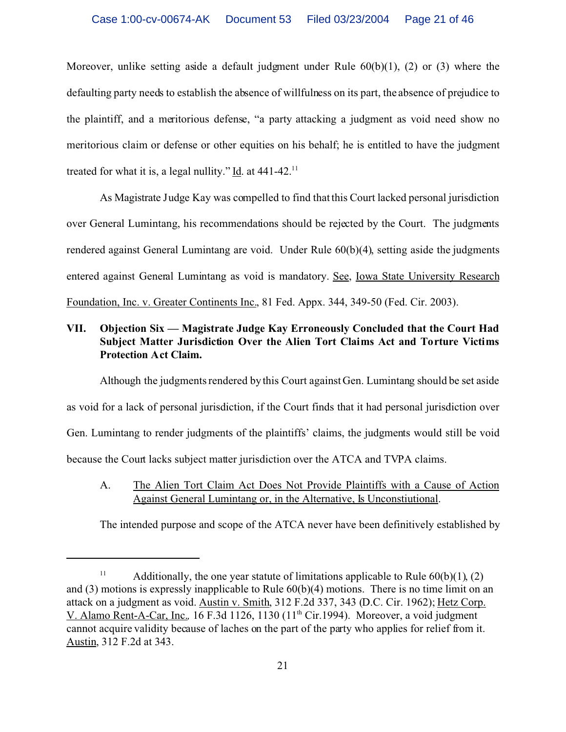Moreover, unlike setting aside a default judgment under Rule 60(b)(1), (2) or (3) where the defaulting party needs to establish the absence of willfulness on its part, the absence of prejudice to the plaintiff, and a meritorious defense, "a party attacking a judgment as void need show no meritorious claim or defense or other equities on his behalf; he is entitled to have the judgment treated for what it is, a legal nullity." Id. at 441-42.[11]

As Magistrate Judge Kay was compelled to find that this Court lacked personal jurisdiction over General Lumintang, his recommendations should be rejected by the Court. The judgments rendered against General Lumintang are void. Under Rule 60(b)(4), setting aside the judgments entered against General Lumintang as void is mandatory. See, Iowa State University Research Foundation, Inc. v. Greater Continents Inc., 81 Fed. Appx. 344, 349-50 (Fed. Cir. 2003).

## VII. Objection Six — Magistrate Judge Kay Erroneously Concluded that the Court Had Subject Matter Jurisdiction Over the Alien Tort Claims Act and Torture Victims Protection Act Claim.

Although the judgments rendered by this Court against Gen. Lumintang should be set aside as void for a lack of personal jurisdiction, if the Court finds that it had personal jurisdiction over Gen. Lumintang to render judgments of the plaintiffs' claims, the judgments would still be void because the Court lacks subject matter jurisdiction over the ATCA and TVPA claims.

### A. The Alien Tort Claim Act Does Not Provide Plaintiffs with a Cause of Action Against General Lumintang or, in the Alternative, Is Unconstiutional.

The intended purpose and scope of the ATCA never have been definitively established by

---

[11] Additionally, the one year statute of limitations applicable to Rule 60(b)(1), (2) and (3) motions is expressly inapplicable to Rule 60(b)(4) motions. There is no time limit on an attack on a judgment as void. Austin v. Smith, 312 F.2d 337, 343 (D.C. Cir. 1962); Hetz Corp. V. Alamo Rent-A-Car, Inc., 16 F.3d 1126, 1130 (11th Cir.1994). Moreover, a void judgment cannot acquire validity because of laches on the part of the party who applies for relief from it. Austin, 312 F.2d at 343.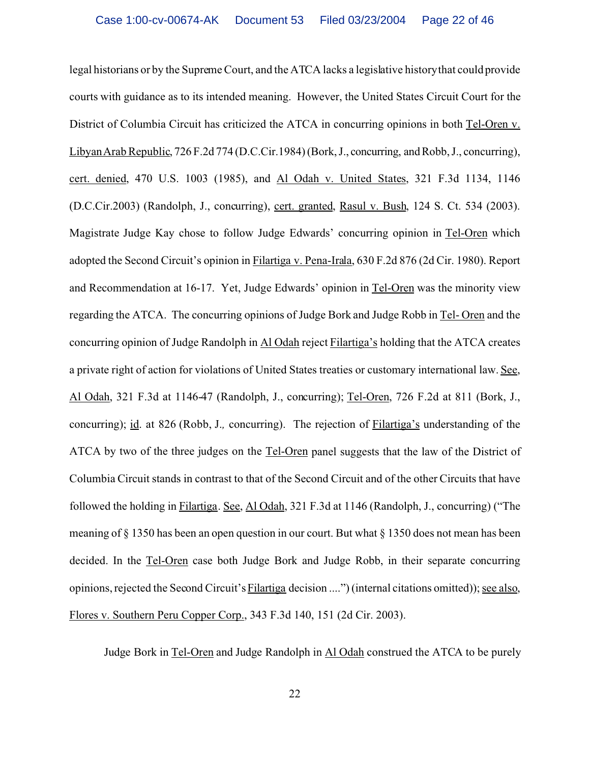legal historians or by the Supreme Court, and the ATCA lacks a legislative history that could provide courts with guidance as to its intended meaning. However, the United States Circuit Court for the District of Columbia Circuit has criticized the ATCA in concurring opinions in both Tel-Oren v. Libyan Arab Republic, 726 F.2d 774 (D.C.Cir.1984) (Bork, J., concurring, and Robb, J., concurring), cert. denied, 470 U.S. 1003 (1985), and Al Odah v. United States, 321 F.3d 1134, 1146 (D.C.Cir.2003) (Randolph, J., concurring), cert. granted, Rasul v. Bush, 124 S. Ct. 534 (2003). Magistrate Judge Kay chose to follow Judge Edwards' concurring opinion in Tel-Oren which adopted the Second Circuit's opinion in Filartiga v. Pena-Irala, 630 F.2d 876 (2d Cir. 1980). Report and Recommendation at 16-17. Yet, Judge Edwards' opinion in Tel-Oren was the minority view regarding the ATCA. The concurring opinions of Judge Bork and Judge Robb in Tel- Oren and the concurring opinion of Judge Randolph in Al Odah reject Filartiga's holding that the ATCA creates a private right of action for violations of United States treaties or customary international law. See, Al Odah, 321 F.3d at 1146-47 (Randolph, J., concurring); Tel-Oren, 726 F.2d at 811 (Bork, J., concurring); id. at 826 (Robb, J., concurring). The rejection of Filartiga's understanding of the ATCA by two of the three judges on the Tel-Oren panel suggests that the law of the District of Columbia Circuit stands in contrast to that of the Second Circuit and of the other Circuits that have followed the holding in Filartiga. See, Al Odah, 321 F.3d at 1146 (Randolph, J., concurring) ("The meaning of § 1350 has been an open question in our court. But what § 1350 does not mean has been decided. In the Tel-Oren case both Judge Bork and Judge Robb, in their separate concurring opinions, rejected the Second Circuit's Filartiga decision ....") (internal citations omitted)); see also, Flores v. Southern Peru Copper Corp., 343 F.3d 140, 151 (2d Cir. 2003).

Judge Bork in Tel-Oren and Judge Randolph in Al Odah construed the ATCA to be purely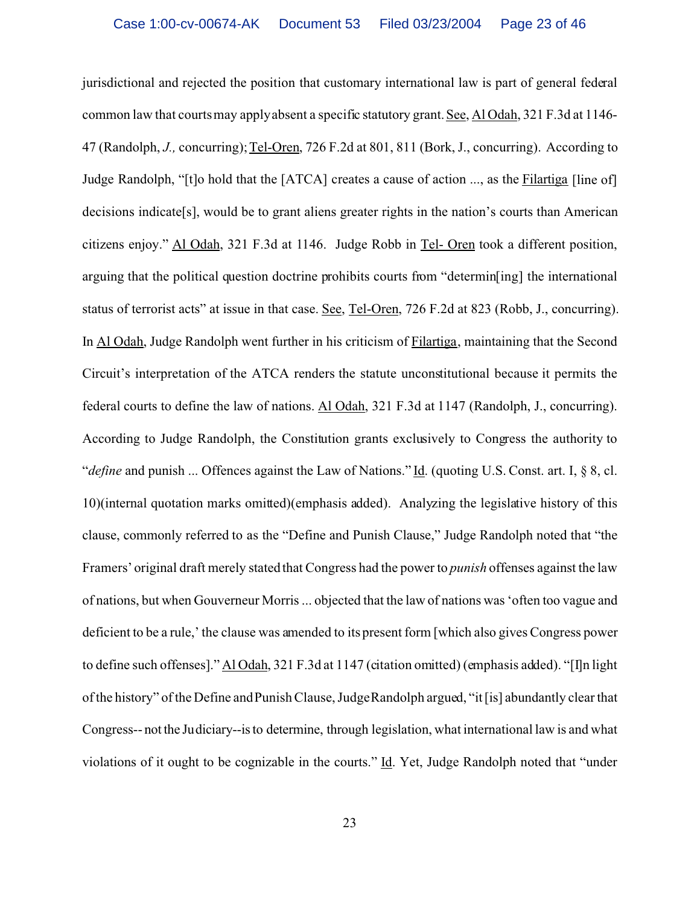jurisdictional and rejected the position that customary international law is part of general federal common law that courts may apply absent a specific statutory grant. See, Al Odah, 321 F.3d at 1146-47 (Randolph, *J.,* concurring); Tel-Oren, 726 F.2d at 801, 811 (Bork, J., concurring). According to Judge Randolph, "[t]o hold that the [ATCA] creates a cause of action ..., as the Filartiga [line of] decisions indicate[s], would be to grant aliens greater rights in the nation's courts than American citizens enjoy." Al Odah, 321 F.3d at 1146. Judge Robb in Tel- Oren took a different position, arguing that the political question doctrine prohibits courts from "determin[ing] the international status of terrorist acts" at issue in that case. See, Tel-Oren, 726 F.2d at 823 (Robb, J., concurring). In Al Odah, Judge Randolph went further in his criticism of Filartiga, maintaining that the Second Circuit's interpretation of the ATCA renders the statute unconstitutional because it permits the federal courts to define the law of nations. Al Odah, 321 F.3d at 1147 (Randolph, J., concurring). According to Judge Randolph, the Constitution grants exclusively to Congress the authority to "*define* and punish ... Offences against the Law of Nations." Id. (quoting U.S. Const. art. I, § 8, cl. 10)(internal quotation marks omitted)(emphasis added). Analyzing the legislative history of this clause, commonly referred to as the "Define and Punish Clause," Judge Randolph noted that "the Framers' original draft merely stated that Congress had the power to *punish* offenses against the law of nations, but when Gouverneur Morris ... objected that the law of nations was 'often too vague and deficient to be a rule,' the clause was amended to its present form [which also gives Congress power to define such offenses]." Al Odah, 321 F.3d at 1147 (citation omitted) (emphasis added). "[I]n light of the history" of the Define and Punish Clause, Judge Randolph argued, "it [is] abundantly clear that Congress-- not the Judiciary--is to determine, through legislation, what international law is and what violations of it ought to be cognizable in the courts." Id. Yet, Judge Randolph noted that "under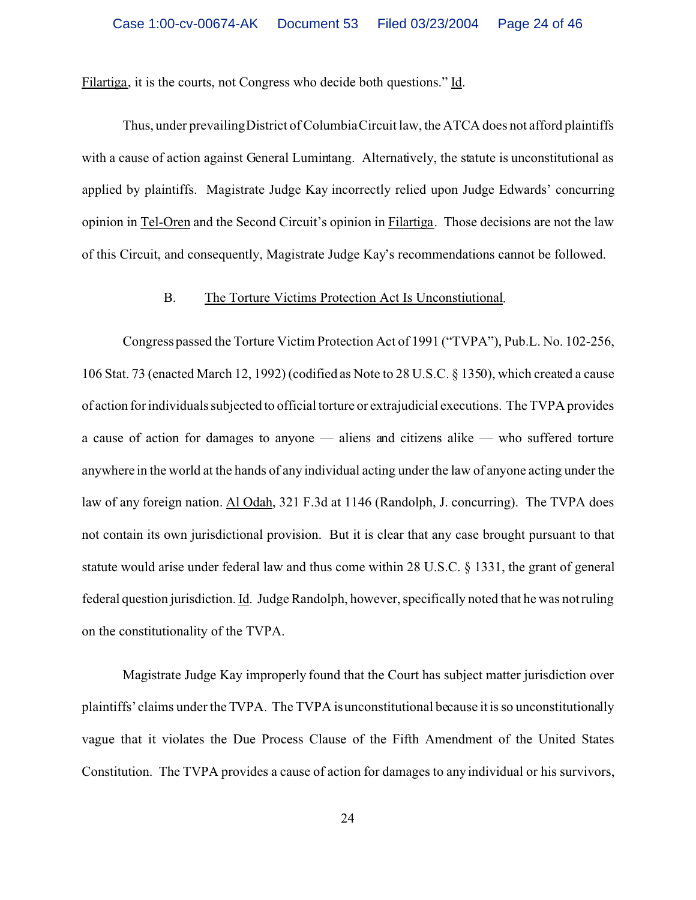Filartiga, it is the courts, not Congress who decide both questions." Id.

Thus, under prevailing District of Columbia Circuit law, the ATCA does not afford plaintiffs with a cause of action against General Lumintang. Alternatively, the statute is unconstitutional as applied by plaintiffs. Magistrate Judge Kay incorrectly relied upon Judge Edwards' concurring opinion in Tel-Oren and the Second Circuit's opinion in Filartiga. Those decisions are not the law of this Circuit, and consequently, Magistrate Judge Kay's recommendations cannot be followed.

### B. The Torture Victims Protection Act Is Unconstiutional.

Congress passed the Torture Victim Protection Act of 1991 ("TVPA"), Pub.L. No. 102-256, 106 Stat. 73 (enacted March 12, 1992) (codified as Note to 28 U.S.C. § 1350), which created a cause of action for individuals subjected to official torture or extrajudicial executions. The TVPA provides a cause of action for damages to anyone — aliens and citizens alike — who suffered torture anywhere in the world at the hands of any individual acting under the law of anyone acting under the law of any foreign nation. Al Odah, 321 F.3d at 1146 (Randolph, J. concurring). The TVPA does not contain its own jurisdictional provision. But it is clear that any case brought pursuant to that statute would arise under federal law and thus come within 28 U.S.C. § 1331, the grant of general federal question jurisdiction. Id. Judge Randolph, however, specifically noted that he was not ruling on the constitutionality of the TVPA.

Magistrate Judge Kay improperly found that the Court has subject matter jurisdiction over plaintiffs' claims under the TVPA. The TVPA is unconstitutional because it is so unconstitutionally vague that it violates the Due Process Clause of the Fifth Amendment of the United States Constitution. The TVPA provides a cause of action for damages to any individual or his survivors,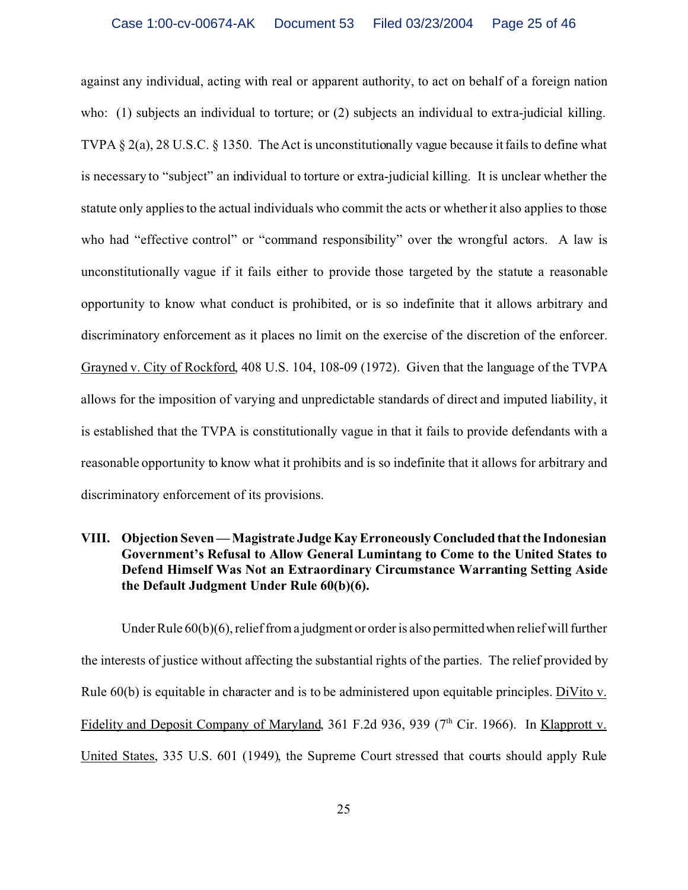against any individual, acting with real or apparent authority, to act on behalf of a foreign nation who: (1) subjects an individual to torture; or (2) subjects an individual to extra-judicial killing. TVPA § 2(a), 28 U.S.C. § 1350. The Act is unconstitutionally vague because it fails to define what is necessary to "subject" an individual to torture or extra-judicial killing. It is unclear whether the statute only applies to the actual individuals who commit the acts or whether it also applies to those who had "effective control" or "command responsibility" over the wrongful actors. A law is unconstitutionally vague if it fails either to provide those targeted by the statute a reasonable opportunity to know what conduct is prohibited, or is so indefinite that it allows arbitrary and discriminatory enforcement as it places no limit on the exercise of the discretion of the enforcer. Grayned v. City of Rockford, 408 U.S. 104, 108-09 (1972). Given that the language of the TVPA allows for the imposition of varying and unpredictable standards of direct and imputed liability, it is established that the TVPA is constitutionally vague in that it fails to provide defendants with a reasonable opportunity to know what it prohibits and is so indefinite that it allows for arbitrary and discriminatory enforcement of its provisions.

## VIII. Objection Seven — Magistrate Judge Kay Erroneously Concluded that the Indonesian Government's Refusal to Allow General Lumintang to Come to the United States to Defend Himself Was Not an Extraordinary Circumstance Warranting Setting Aside the Default Judgment Under Rule 60(b)(6).

Under Rule 60(b)(6), relief from a judgment or order is also permitted when relief will further the interests of justice without affecting the substantial rights of the parties. The relief provided by Rule 60(b) is equitable in character and is to be administered upon equitable principles. DiVito v. Fidelity and Deposit Company of Maryland, 361 F.2d 936, 939 (7th Cir. 1966). In Klapprott v. United States, 335 U.S. 601 (1949), the Supreme Court stressed that courts should apply Rule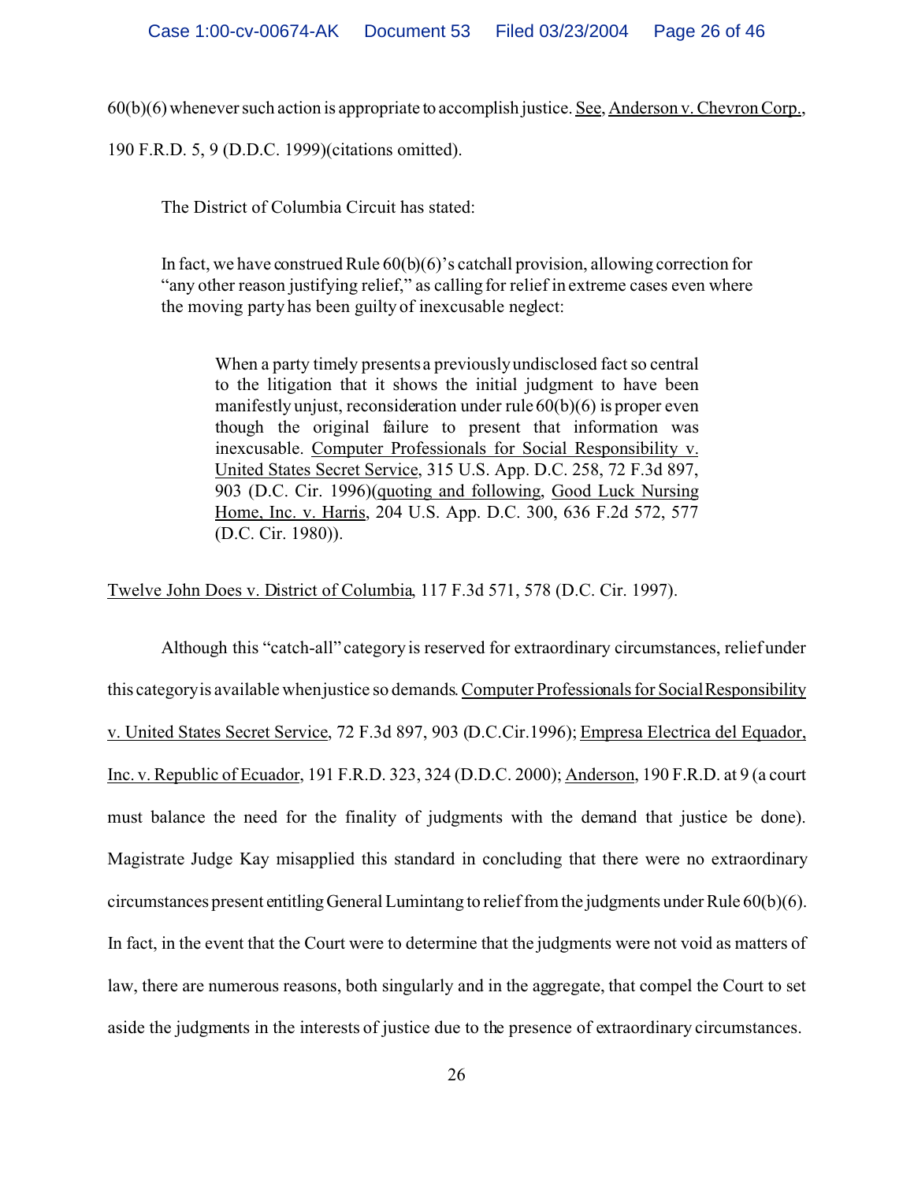60(b)(6) whenever such action is appropriate to accomplish justice. See, Anderson v. Chevron Corp., 190 F.R.D. 5, 9 (D.D.C. 1999)(citations omitted).

The District of Columbia Circuit has stated:

> In fact, we have construed Rule 60(b)(6)'s catchall provision, allowing correction for "any other reason justifying relief," as calling for relief in extreme cases even where the moving party has been guilty of inexcusable neglect:
>
> > When a party timely presents a previously undisclosed fact so central to the litigation that it shows the initial judgment to have been manifestly unjust, reconsideration under rule 60(b)(6) is proper even though the original failure to present that information was inexcusable. Computer Professionals for Social Responsibility v. United States Secret Service, 315 U.S. App. D.C. 258, 72 F.3d 897, 903 (D.C. Cir. 1996)(quoting and following, Good Luck Nursing Home, Inc. v. Harris, 204 U.S. App. D.C. 300, 636 F.2d 572, 577 (D.C. Cir. 1980)).

Twelve John Does v. District of Columbia, 117 F.3d 571, 578 (D.C. Cir. 1997).

Although this "catch-all" category is reserved for extraordinary circumstances, relief under this category is available when justice so demands. Computer Professionals for Social Responsibility v. United States Secret Service, 72 F.3d 897, 903 (D.C.Cir.1996); Empresa Electrica del Equador, Inc. v. Republic of Ecuador, 191 F.R.D. 323, 324 (D.D.C. 2000); Anderson, 190 F.R.D. at 9 (a court must balance the need for the finality of judgments with the demand that justice be done). Magistrate Judge Kay misapplied this standard in concluding that there were no extraordinary circumstances present entitling General Lumintang to relief from the judgments under Rule 60(b)(6). In fact, in the event that the Court were to determine that the judgments were not void as matters of law, there are numerous reasons, both singularly and in the aggregate, that compel the Court to set aside the judgments in the interests of justice due to the presence of extraordinary circumstances.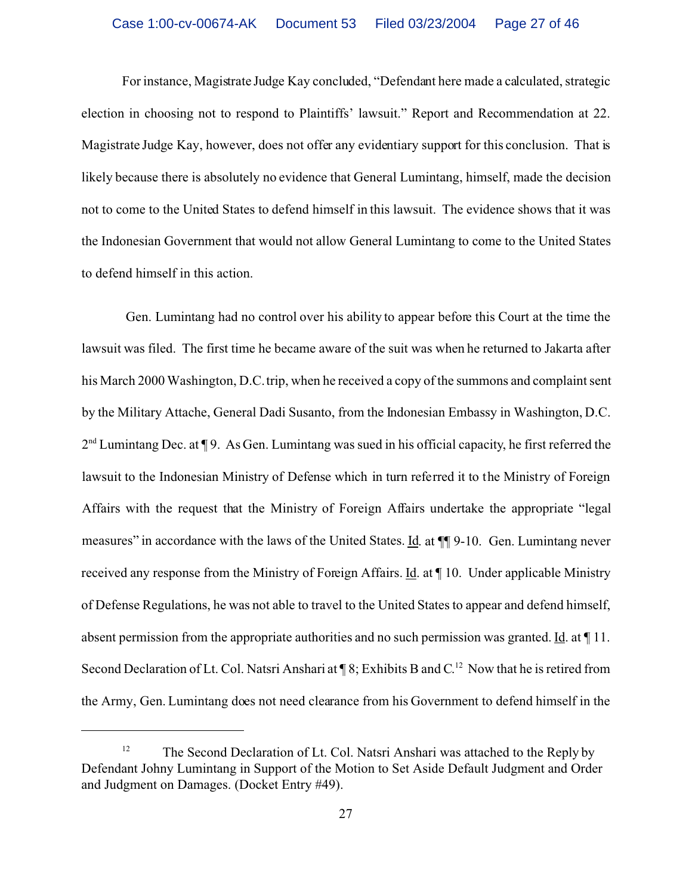For instance, Magistrate Judge Kay concluded, "Defendant here made a calculated, strategic election in choosing not to respond to Plaintiffs' lawsuit." Report and Recommendation at 22. Magistrate Judge Kay, however, does not offer any evidentiary support for this conclusion. That is likely because there is absolutely no evidence that General Lumintang, himself, made the decision not to come to the United States to defend himself in this lawsuit. The evidence shows that it was the Indonesian Government that would not allow General Lumintang to come to the United States to defend himself in this action.

Gen. Lumintang had no control over his ability to appear before this Court at the time the lawsuit was filed. The first time he became aware of the suit was when he returned to Jakarta after his March 2000 Washington, D.C. trip, when he received a copy of the summons and complaint sent by the Military Attache, General Dadi Susanto, from the Indonesian Embassy in Washington, D.C. 2nd Lumintang Dec. at ¶ 9. As Gen. Lumintang was sued in his official capacity, he first referred the lawsuit to the Indonesian Ministry of Defense which in turn referred it to the Ministry of Foreign Affairs with the request that the Ministry of Foreign Affairs undertake the appropriate "legal measures" in accordance with the laws of the United States. Id. at ¶¶ 9-10. Gen. Lumintang never received any response from the Ministry of Foreign Affairs. Id. at ¶ 10. Under applicable Ministry of Defense Regulations, he was not able to travel to the United States to appear and defend himself, absent permission from the appropriate authorities and no such permission was granted. Id. at ¶ 11. Second Declaration of Lt. Col. Natsri Anshari at ¶ 8; Exhibits B and C.[12] Now that he is retired from the Army, Gen. Lumintang does not need clearance from his Government to defend himself in the

---

[12] The Second Declaration of Lt. Col. Natsri Anshari was attached to the Reply by Defendant Johny Lumintang in Support of the Motion to Set Aside Default Judgment and Order and Judgment on Damages. (Docket Entry #49).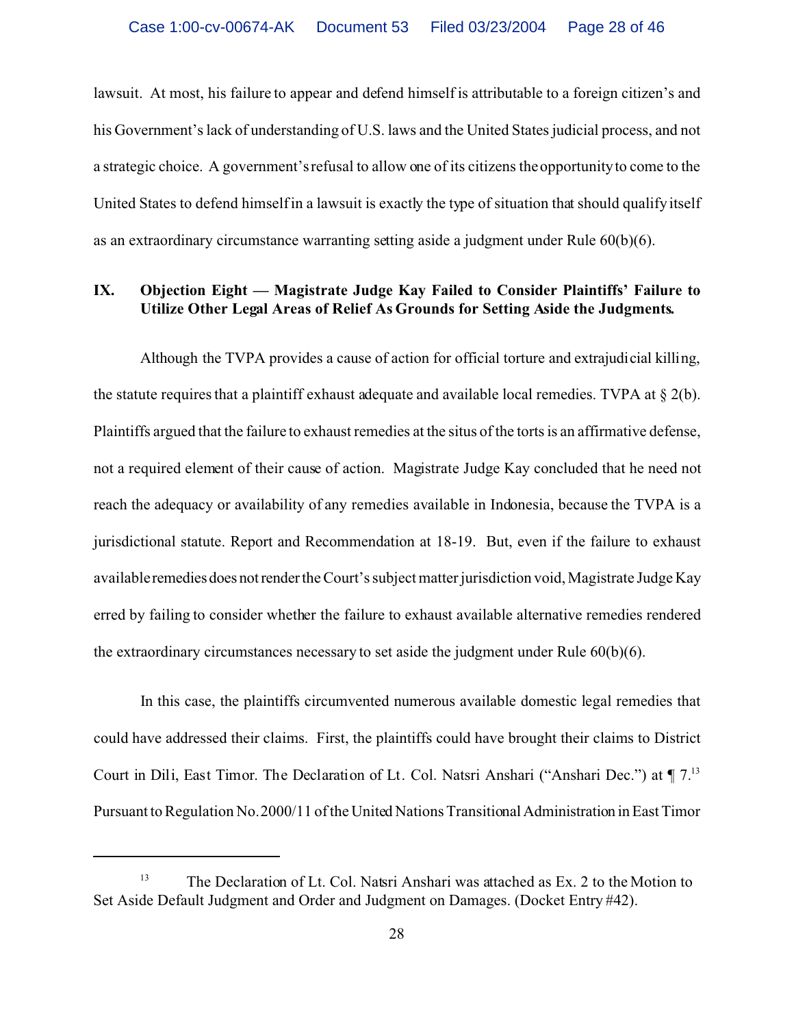lawsuit. At most, his failure to appear and defend himself is attributable to a foreign citizen's and his Government's lack of understanding of U.S. laws and the United States judicial process, and not a strategic choice. A government's refusal to allow one of its citizens the opportunity to come to the United States to defend himself in a lawsuit is exactly the type of situation that should qualify itself as an extraordinary circumstance warranting setting aside a judgment under Rule 60(b)(6).

## IX. Objection Eight — Magistrate Judge Kay Failed to Consider Plaintiffs' Failure to Utilize Other Legal Areas of Relief As Grounds for Setting Aside the Judgments.

Although the TVPA provides a cause of action for official torture and extrajudicial killing, the statute requires that a plaintiff exhaust adequate and available local remedies. TVPA at § 2(b). Plaintiffs argued that the failure to exhaust remedies at the situs of the torts is an affirmative defense, not a required element of their cause of action. Magistrate Judge Kay concluded that he need not reach the adequacy or availability of any remedies available in Indonesia, because the TVPA is a jurisdictional statute. Report and Recommendation at 18-19. But, even if the failure to exhaust available remedies does not render the Court's subject matter jurisdiction void, Magistrate Judge Kay erred by failing to consider whether the failure to exhaust available alternative remedies rendered the extraordinary circumstances necessary to set aside the judgment under Rule 60(b)(6).

In this case, the plaintiffs circumvented numerous available domestic legal remedies that could have addressed their claims. First, the plaintiffs could have brought their claims to District Court in Dili, East Timor. The Declaration of Lt. Col. Natsri Anshari ("Anshari Dec.") at ¶ 7.[13] Pursuant to Regulation No. 2000/11 of the United Nations Transitional Administration in East Timor

---

[13] The Declaration of Lt. Col. Natsri Anshari was attached as Ex. 2 to the Motion to Set Aside Default Judgment and Order and Judgment on Damages. (Docket Entry #42).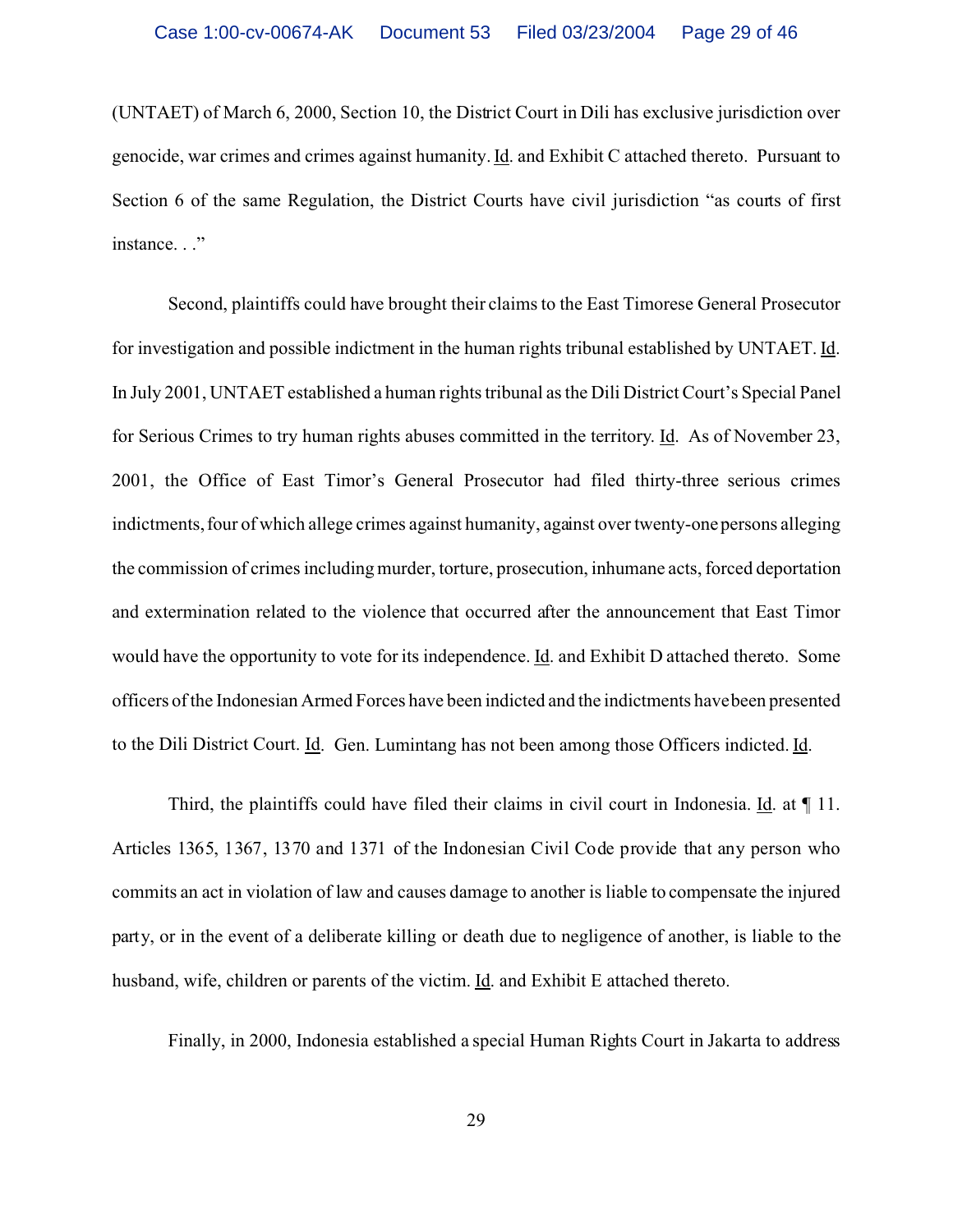(UNTAET) of March 6, 2000, Section 10, the District Court in Dili has exclusive jurisdiction over genocide, war crimes and crimes against humanity. Id. and Exhibit C attached thereto. Pursuant to Section 6 of the same Regulation, the District Courts have civil jurisdiction "as courts of first instance. . ."

Second, plaintiffs could have brought their claims to the East Timorese General Prosecutor for investigation and possible indictment in the human rights tribunal established by UNTAET. Id. In July 2001, UNTAET established a human rights tribunal as the Dili District Court's Special Panel for Serious Crimes to try human rights abuses committed in the territory. Id. As of November 23, 2001, the Office of East Timor's General Prosecutor had filed thirty-three serious crimes indictments, four of which allege crimes against humanity, against over twenty-one persons alleging the commission of crimes including murder, torture, prosecution, inhumane acts, forced deportation and extermination related to the violence that occurred after the announcement that East Timor would have the opportunity to vote for its independence. Id. and Exhibit D attached thereto. Some officers of the Indonesian Armed Forces have been indicted and the indictments have been presented to the Dili District Court. Id. Gen. Lumintang has not been among those Officers indicted. Id.

Third, the plaintiffs could have filed their claims in civil court in Indonesia. Id. at ¶ 11. Articles 1365, 1367, 1370 and 1371 of the Indonesian Civil Code provide that any person who commits an act in violation of law and causes damage to another is liable to compensate the injured party, or in the event of a deliberate killing or death due to negligence of another, is liable to the husband, wife, children or parents of the victim. Id. and Exhibit E attached thereto.

Finally, in 2000, Indonesia established a special Human Rights Court in Jakarta to address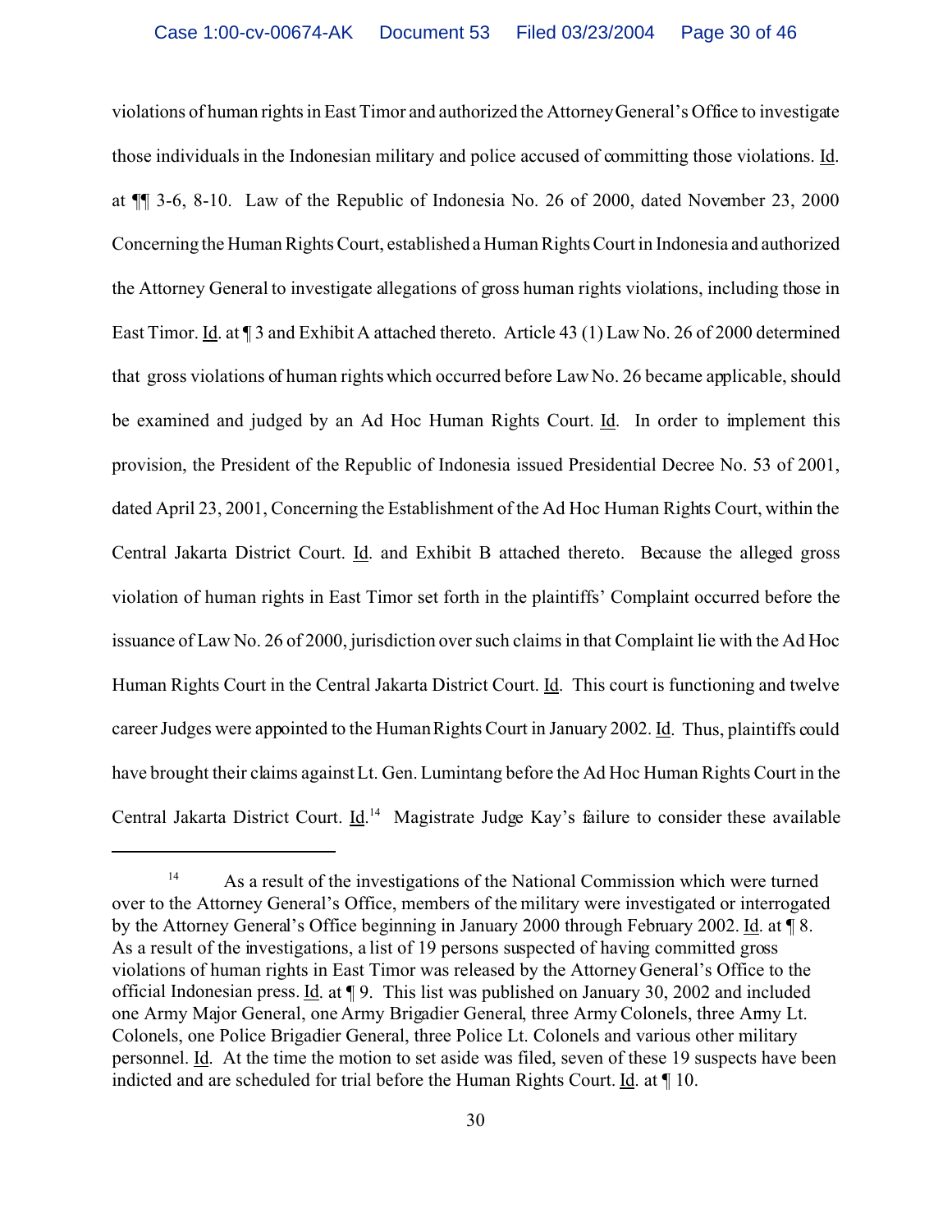violations of human rights in East Timor and authorized the Attorney General's Office to investigate those individuals in the Indonesian military and police accused of committing those violations. Id. at ¶¶ 3-6, 8-10. Law of the Republic of Indonesia No. 26 of 2000, dated November 23, 2000 Concerning the Human Rights Court, established a Human Rights Court in Indonesia and authorized the Attorney General to investigate allegations of gross human rights violations, including those in East Timor. Id. at ¶ 3 and Exhibit A attached thereto. Article 43 (1) Law No. 26 of 2000 determined that gross violations of human rights which occurred before Law No. 26 became applicable, should be examined and judged by an Ad Hoc Human Rights Court. Id. In order to implement this provision, the President of the Republic of Indonesia issued Presidential Decree No. 53 of 2001, dated April 23, 2001, Concerning the Establishment of the Ad Hoc Human Rights Court, within the Central Jakarta District Court. Id. and Exhibit B attached thereto. Because the alleged gross violation of human rights in East Timor set forth in the plaintiffs' Complaint occurred before the issuance of Law No. 26 of 2000, jurisdiction over such claims in that Complaint lie with the Ad Hoc Human Rights Court in the Central Jakarta District Court. Id. This court is functioning and twelve career Judges were appointed to the Human Rights Court in January 2002. Id. Thus, plaintiffs could have brought their claims against Lt. Gen. Lumintang before the Ad Hoc Human Rights Court in the Central Jakarta District Court. Id.[14] Magistrate Judge Kay's failure to consider these available

[14] As a result of the investigations of the National Commission which were turned over to the Attorney General's Office, members of the military were investigated or interrogated by the Attorney General's Office beginning in January 2000 through February 2002. Id. at ¶ 8. As a result of the investigations, a list of 19 persons suspected of having committed gross violations of human rights in East Timor was released by the Attorney General's Office to the official Indonesian press. Id. at ¶ 9. This list was published on January 30, 2002 and included one Army Major General, one Army Brigadier General, three Army Colonels, three Army Lt. Colonels, one Police Brigadier General, three Police Lt. Colonels and various other military personnel. Id. At the time the motion to set aside was filed, seven of these 19 suspects have been indicted and are scheduled for trial before the Human Rights Court. Id. at ¶ 10.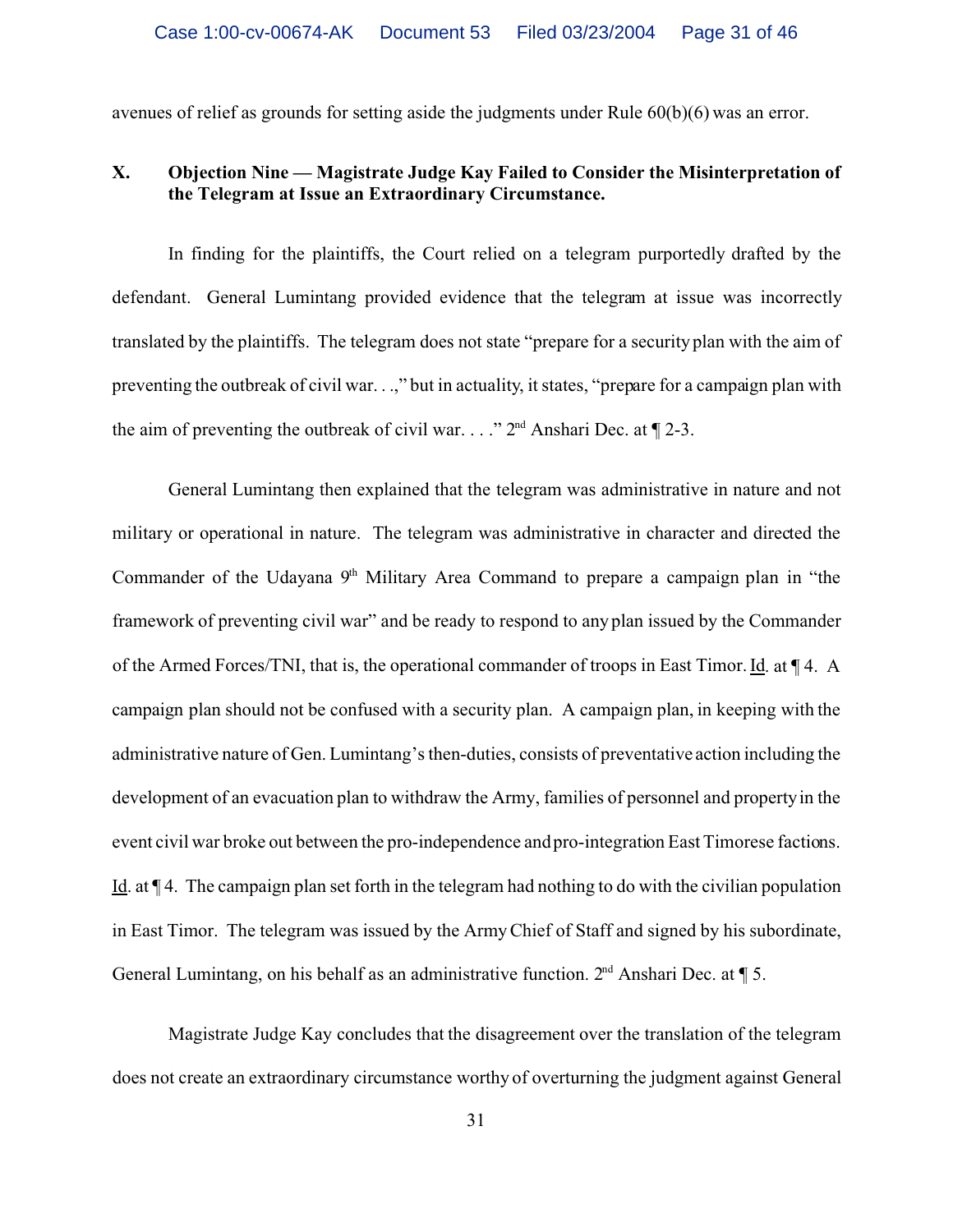avenues of relief as grounds for setting aside the judgments under Rule 60(b)(6) was an error.

## X. Objection Nine — Magistrate Judge Kay Failed to Consider the Misinterpretation of the Telegram at Issue an Extraordinary Circumstance.

In finding for the plaintiffs, the Court relied on a telegram purportedly drafted by the defendant. General Lumintang provided evidence that the telegram at issue was incorrectly translated by the plaintiffs. The telegram does not state "prepare for a security plan with the aim of preventing the outbreak of civil war. . .," but in actuality, it states, "prepare for a campaign plan with the aim of preventing the outbreak of civil war. . . ." 2nd Anshari Dec. at ¶ 2-3.

General Lumintang then explained that the telegram was administrative in nature and not military or operational in nature. The telegram was administrative in character and directed the Commander of the Udayana 9th Military Area Command to prepare a campaign plan in "the framework of preventing civil war" and be ready to respond to any plan issued by the Commander of the Armed Forces/TNI, that is, the operational commander of troops in East Timor. Id. at ¶ 4. A campaign plan should not be confused with a security plan. A campaign plan, in keeping with the administrative nature of Gen. Lumintang's then-duties, consists of preventative action including the development of an evacuation plan to withdraw the Army, families of personnel and property in the event civil war broke out between the pro-independence and pro-integration East Timorese factions. Id. at ¶ 4. The campaign plan set forth in the telegram had nothing to do with the civilian population in East Timor. The telegram was issued by the Army Chief of Staff and signed by his subordinate, General Lumintang, on his behalf as an administrative function. 2nd Anshari Dec. at ¶ 5.

Magistrate Judge Kay concludes that the disagreement over the translation of the telegram does not create an extraordinary circumstance worthy of overturning the judgment against General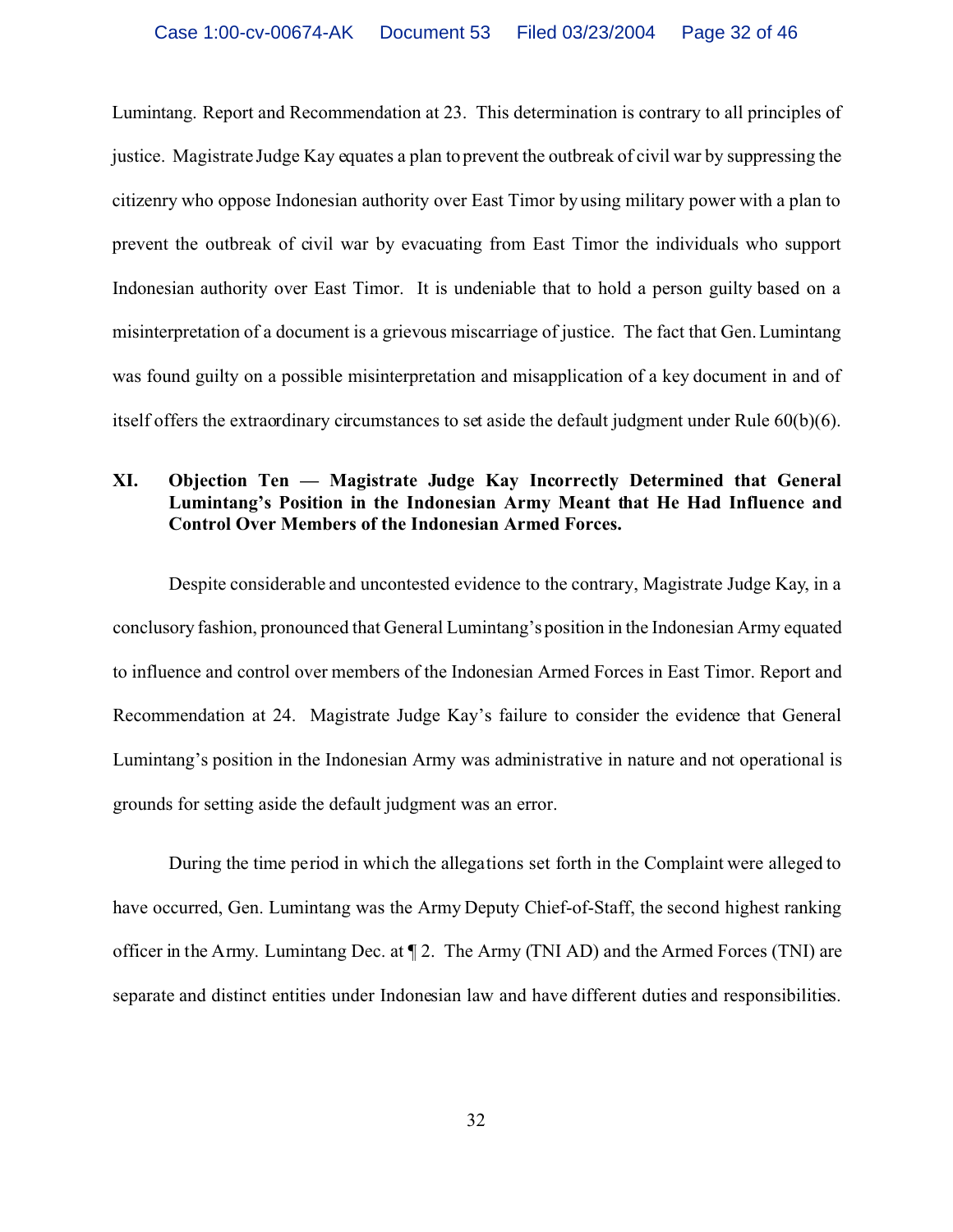Lumintang. Report and Recommendation at 23. This determination is contrary to all principles of justice. Magistrate Judge Kay equates a plan to prevent the outbreak of civil war by suppressing the citizenry who oppose Indonesian authority over East Timor by using military power with a plan to prevent the outbreak of civil war by evacuating from East Timor the individuals who support Indonesian authority over East Timor. It is undeniable that to hold a person guilty based on a misinterpretation of a document is a grievous miscarriage of justice. The fact that Gen. Lumintang was found guilty on a possible misinterpretation and misapplication of a key document in and of itself offers the extraordinary circumstances to set aside the default judgment under Rule 60(b)(6).

## XI. Objection Ten — Magistrate Judge Kay Incorrectly Determined that General Lumintang's Position in the Indonesian Army Meant that He Had Influence and Control Over Members of the Indonesian Armed Forces.

Despite considerable and uncontested evidence to the contrary, Magistrate Judge Kay, in a conclusory fashion, pronounced that General Lumintang's position in the Indonesian Army equated to influence and control over members of the Indonesian Armed Forces in East Timor. Report and Recommendation at 24. Magistrate Judge Kay's failure to consider the evidence that General Lumintang's position in the Indonesian Army was administrative in nature and not operational is grounds for setting aside the default judgment was an error.

During the time period in which the allegations set forth in the Complaint were alleged to have occurred, Gen. Lumintang was the Army Deputy Chief-of-Staff, the second highest ranking officer in the Army. Lumintang Dec. at ¶ 2. The Army (TNI AD) and the Armed Forces (TNI) are separate and distinct entities under Indonesian law and have different duties and responsibilities.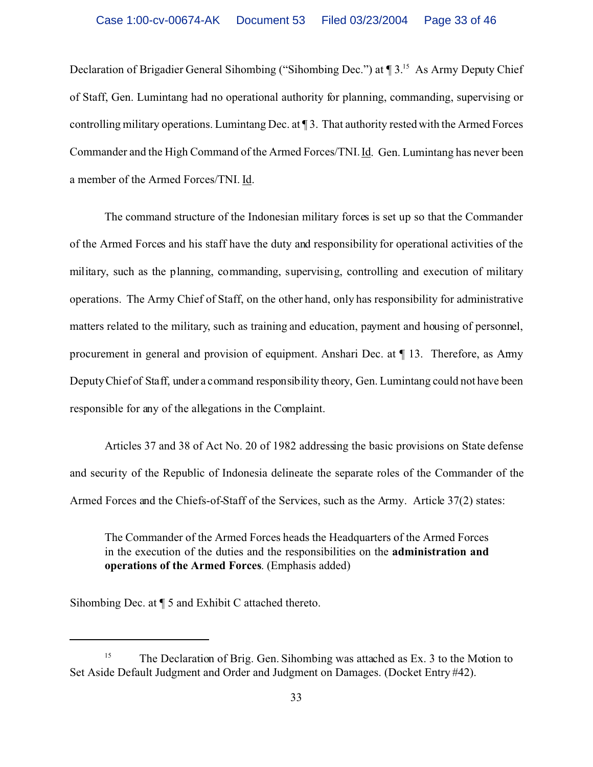Declaration of Brigadier General Sihombing ("Sihombing Dec.") at ¶ 3.[15] As Army Deputy Chief of Staff, Gen. Lumintang had no operational authority for planning, commanding, supervising or controlling military operations. Lumintang Dec. at ¶ 3. That authority rested with the Armed Forces Commander and the High Command of the Armed Forces/TNI. Id. Gen. Lumintang has never been a member of the Armed Forces/TNI. Id.

The command structure of the Indonesian military forces is set up so that the Commander of the Armed Forces and his staff have the duty and responsibility for operational activities of the military, such as the planning, commanding, supervising, controlling and execution of military operations. The Army Chief of Staff, on the other hand, only has responsibility for administrative matters related to the military, such as training and education, payment and housing of personnel, procurement in general and provision of equipment. Anshari Dec. at ¶ 13. Therefore, as Army Deputy Chief of Staff, under a command responsibility theory, Gen. Lumintang could not have been responsible for any of the allegations in the Complaint.

Articles 37 and 38 of Act No. 20 of 1982 addressing the basic provisions on State defense and security of the Republic of Indonesia delineate the separate roles of the Commander of the Armed Forces and the Chiefs-of-Staff of the Services, such as the Army. Article 37(2) states:

> The Commander of the Armed Forces heads the Headquarters of the Armed Forces in the execution of the duties and the responsibilities on the **administration and operations of the Armed Forces**. (Emphasis added)

Sihombing Dec. at ¶ 5 and Exhibit C attached thereto.

---

[15] The Declaration of Brig. Gen. Sihombing was attached as Ex. 3 to the Motion to Set Aside Default Judgment and Order and Judgment on Damages. (Docket Entry #42).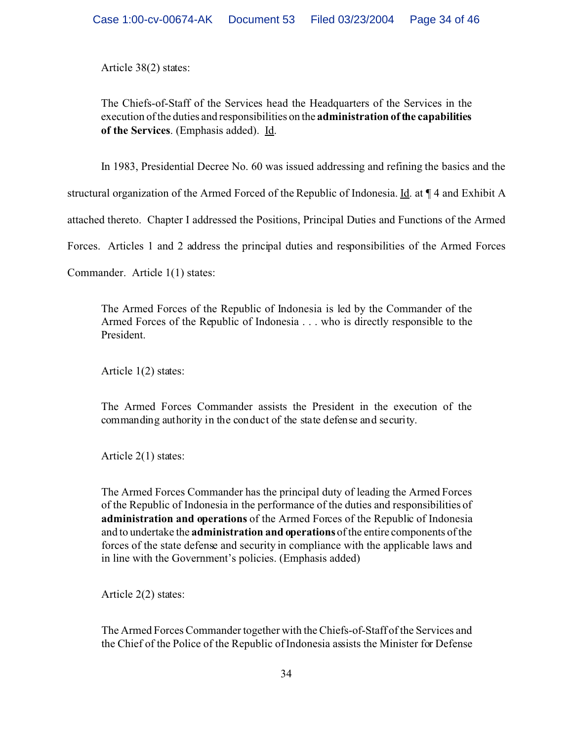Article 38(2) states:

> The Chiefs-of-Staff of the Services head the Headquarters of the Services in the execution of the duties and responsibilities on the **administration of the capabilities of the Services**. (Emphasis added). Id.

In 1983, Presidential Decree No. 60 was issued addressing and refining the basics and the structural organization of the Armed Forced of the Republic of Indonesia. Id. at ¶ 4 and Exhibit A attached thereto. Chapter I addressed the Positions, Principal Duties and Functions of the Armed Forces. Articles 1 and 2 address the principal duties and responsibilities of the Armed Forces Commander. Article 1(1) states:

> The Armed Forces of the Republic of Indonesia is led by the Commander of the Armed Forces of the Republic of Indonesia . . . who is directly responsible to the President.

Article 1(2) states:

> The Armed Forces Commander assists the President in the execution of the commanding authority in the conduct of the state defense and security.

Article 2(1) states:

> The Armed Forces Commander has the principal duty of leading the Armed Forces of the Republic of Indonesia in the performance of the duties and responsibilities of **administration and operations** of the Armed Forces of the Republic of Indonesia and to undertake the **administration and operations** of the entire components of the forces of the state defense and security in compliance with the applicable laws and in line with the Government's policies. (Emphasis added)

Article 2(2) states:

> The Armed Forces Commander together with the Chiefs-of-Staff of the Services and the Chief of the Police of the Republic of Indonesia assists the Minister for Defense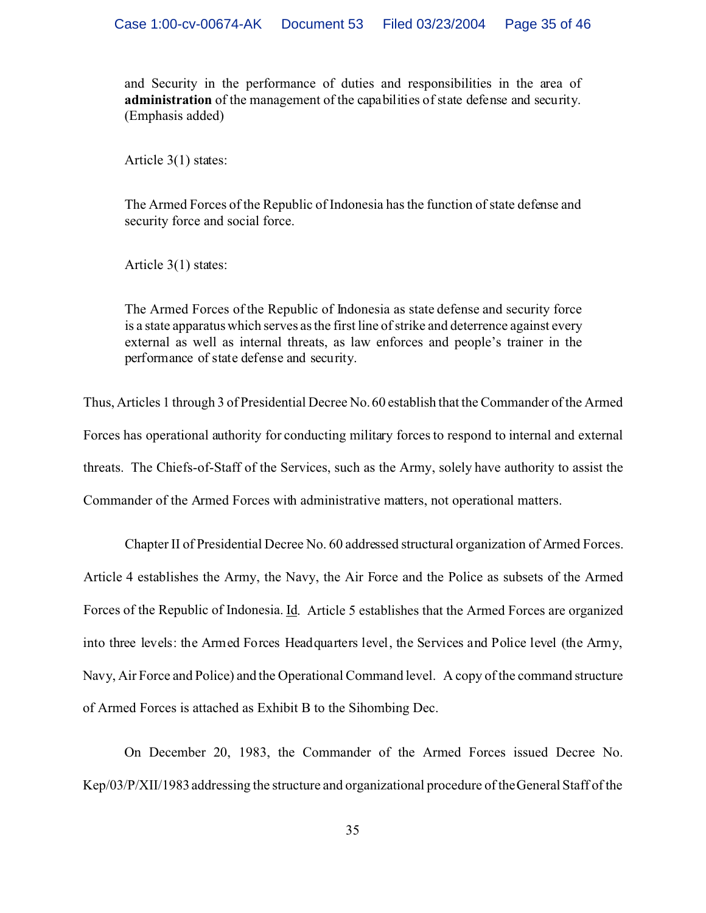> and Security in the performance of duties and responsibilities in the area of **administration** of the management of the capabilities of state defense and security. (Emphasis added)
>
> Article 3(1) states:
>
> The Armed Forces of the Republic of Indonesia has the function of state defense and security force and social force.
>
> Article 3(1) states:
>
> The Armed Forces of the Republic of Indonesia as state defense and security force is a state apparatus which serves as the first line of strike and deterrence against every external as well as internal threats, as law enforces and people's trainer in the performance of state defense and security.

Thus, Articles 1 through 3 of Presidential Decree No. 60 establish that the Commander of the Armed Forces has operational authority for conducting military forces to respond to internal and external threats. The Chiefs-of-Staff of the Services, such as the Army, solely have authority to assist the Commander of the Armed Forces with administrative matters, not operational matters.

Chapter II of Presidential Decree No. 60 addressed structural organization of Armed Forces. Article 4 establishes the Army, the Navy, the Air Force and the Police as subsets of the Armed Forces of the Republic of Indonesia. Id. Article 5 establishes that the Armed Forces are organized into three levels: the Armed Forces Headquarters level, the Services and Police level (the Army, Navy, Air Force and Police) and the Operational Command level. A copy of the command structure of Armed Forces is attached as Exhibit B to the Sihombing Dec.

On December 20, 1983, the Commander of the Armed Forces issued Decree No. Kep/03/P/XII/1983 addressing the structure and organizational procedure of the General Staff of the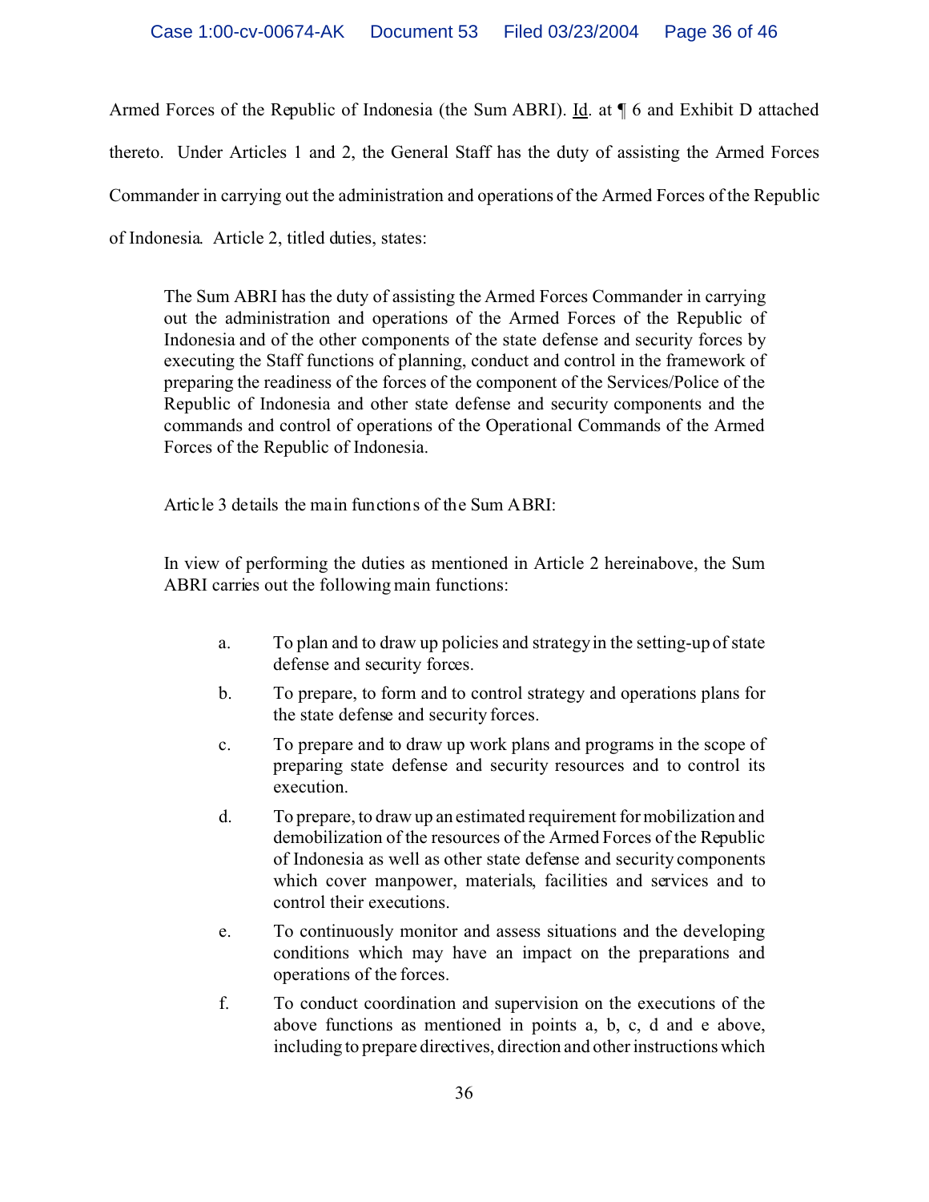Armed Forces of the Republic of Indonesia (the Sum ABRI). Id. at ¶ 6 and Exhibit D attached thereto. Under Articles 1 and 2, the General Staff has the duty of assisting the Armed Forces Commander in carrying out the administration and operations of the Armed Forces of the Republic of Indonesia. Article 2, titled duties, states:

> The Sum ABRI has the duty of assisting the Armed Forces Commander in carrying out the administration and operations of the Armed Forces of the Republic of Indonesia and of the other components of the state defense and security forces by executing the Staff functions of planning, conduct and control in the framework of preparing the readiness of the forces of the component of the Services/Police of the Republic of Indonesia and other state defense and security components and the commands and control of operations of the Operational Commands of the Armed Forces of the Republic of Indonesia.

> Article 3 details the main functions of the Sum ABRI:

> In view of performing the duties as mentioned in Article 2 hereinabove, the Sum ABRI carries out the following main functions:
>
> a. To plan and to draw up policies and strategy in the setting-up of state defense and security forces.
>
> b. To prepare, to form and to control strategy and operations plans for the state defense and security forces.
>
> c. To prepare and to draw up work plans and programs in the scope of preparing state defense and security resources and to control its execution.
>
> d. To prepare, to draw up an estimated requirement for mobilization and demobilization of the resources of the Armed Forces of the Republic of Indonesia as well as other state defense and security components which cover manpower, materials, facilities and services and to control their executions.
>
> e. To continuously monitor and assess situations and the developing conditions which may have an impact on the preparations and operations of the forces.
>
> f. To conduct coordination and supervision on the executions of the above functions as mentioned in points a, b, c, d and e above, including to prepare directives, direction and other instructions which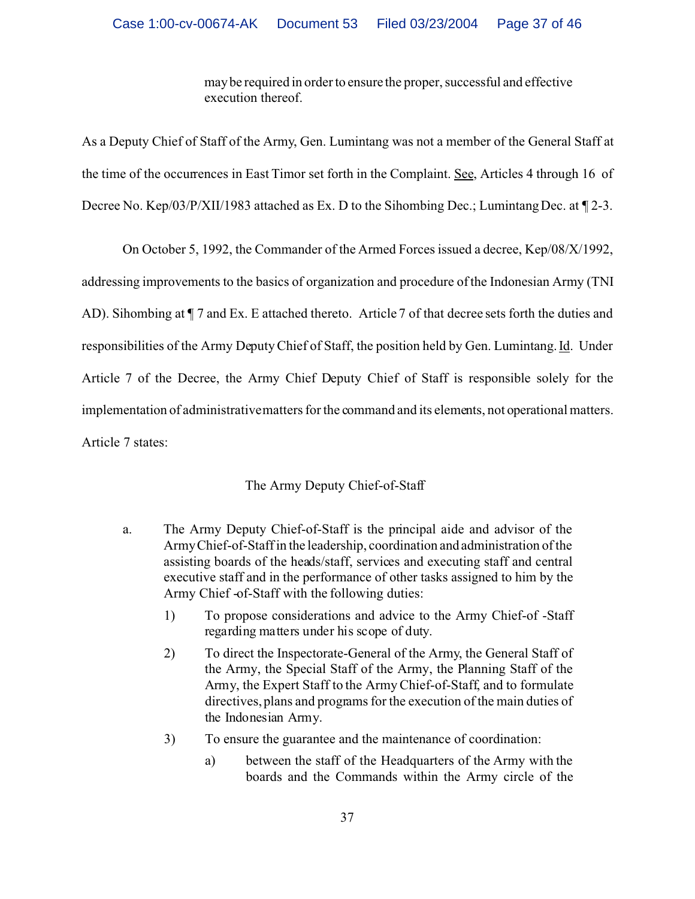may be required in order to ensure the proper, successful and effective execution thereof.

As a Deputy Chief of Staff of the Army, Gen. Lumintang was not a member of the General Staff at the time of the occurrences in East Timor set forth in the Complaint. See, Articles 4 through 16 of Decree No. Kep/03/P/XII/1983 attached as Ex. D to the Sihombing Dec.; Lumintang Dec. at ¶ 2-3.

On October 5, 1992, the Commander of the Armed Forces issued a decree, Kep/08/X/1992, addressing improvements to the basics of organization and procedure of the Indonesian Army (TNI AD). Sihombing at ¶ 7 and Ex. E attached thereto. Article 7 of that decree sets forth the duties and responsibilities of the Army Deputy Chief of Staff, the position held by Gen. Lumintang. Id. Under Article 7 of the Decree, the Army Chief Deputy Chief of Staff is responsible solely for the implementation of administrative matters for the command and its elements, not operational matters. Article 7 states:

The Army Deputy Chief-of-Staff

a. The Army Deputy Chief-of-Staff is the principal aide and advisor of the Army Chief-of-Staff in the leadership, coordination and administration of the assisting boards of the heads/staff, services and executing staff and central executive staff and in the performance of other tasks assigned to him by the Army Chief -of-Staff with the following duties:

   1) To propose considerations and advice to the Army Chief-of -Staff regarding matters under his scope of duty.

   2) To direct the Inspectorate-General of the Army, the General Staff of the Army, the Special Staff of the Army, the Planning Staff of the Army, the Expert Staff to the Army Chief-of-Staff, and to formulate directives, plans and programs for the execution of the main duties of the Indonesian Army.

   3) To ensure the guarantee and the maintenance of coordination:

      a) between the staff of the Headquarters of the Army with the boards and the Commands within the Army circle of the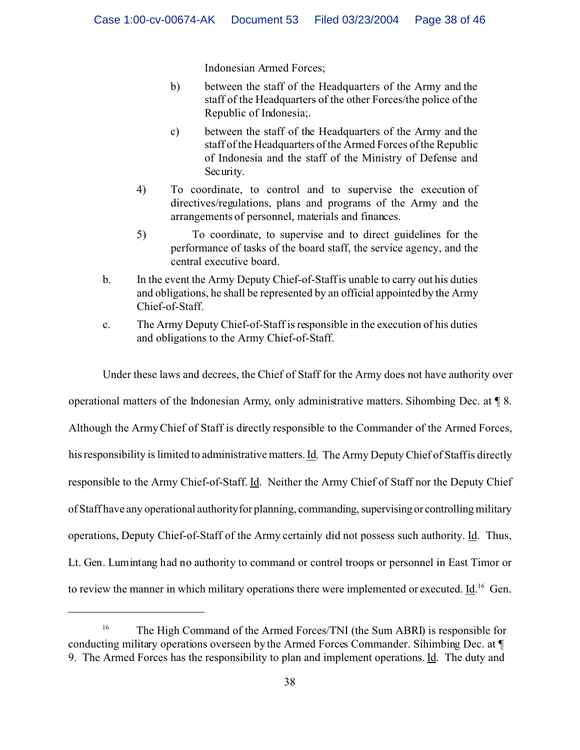Indonesian Armed Forces;

b) between the staff of the Headquarters of the Army and the staff of the Headquarters of the other Forces/the police of the Republic of Indonesia;.

c) between the staff of the Headquarters of the Army and the staff of the Headquarters of the Armed Forces of the Republic of Indonesia and the staff of the Ministry of Defense and Security.

4) To coordinate, to control and to supervise the execution of directives/regulations, plans and programs of the Army and the arrangements of personnel, materials and finances.

5) To coordinate, to supervise and to direct guidelines for the performance of tasks of the board staff, the service agency, and the central executive board.

b. In the event the Army Deputy Chief-of-Staff is unable to carry out his duties and obligations, he shall be represented by an official appointed by the Army Chief-of-Staff.

c. The Army Deputy Chief-of-Staff is responsible in the execution of his duties and obligations to the Army Chief-of-Staff.

Under these laws and decrees, the Chief of Staff for the Army does not have authority over operational matters of the Indonesian Army, only administrative matters. Sihombing Dec. at ¶ 8. Although the Army Chief of Staff is directly responsible to the Commander of the Armed Forces, his responsibility is limited to administrative matters. Id. The Army Deputy Chief of Staff is directly responsible to the Army Chief-of-Staff. Id. Neither the Army Chief of Staff nor the Deputy Chief of Staff have any operational authority for planning, commanding, supervising or controlling military operations, Deputy Chief-of-Staff of the Army certainly did not possess such authority. Id. Thus, Lt. Gen. Lumintang had no authority to command or control troops or personnel in East Timor or to review the manner in which military operations there were implemented or executed. Id.[16] Gen.

[16] The High Command of the Armed Forces/TNI (the Sum ABRI) is responsible for conducting military operations overseen by the Armed Forces Commander. Sihimbing Dec. at ¶ 9. The Armed Forces has the responsibility to plan and implement operations. Id. The duty and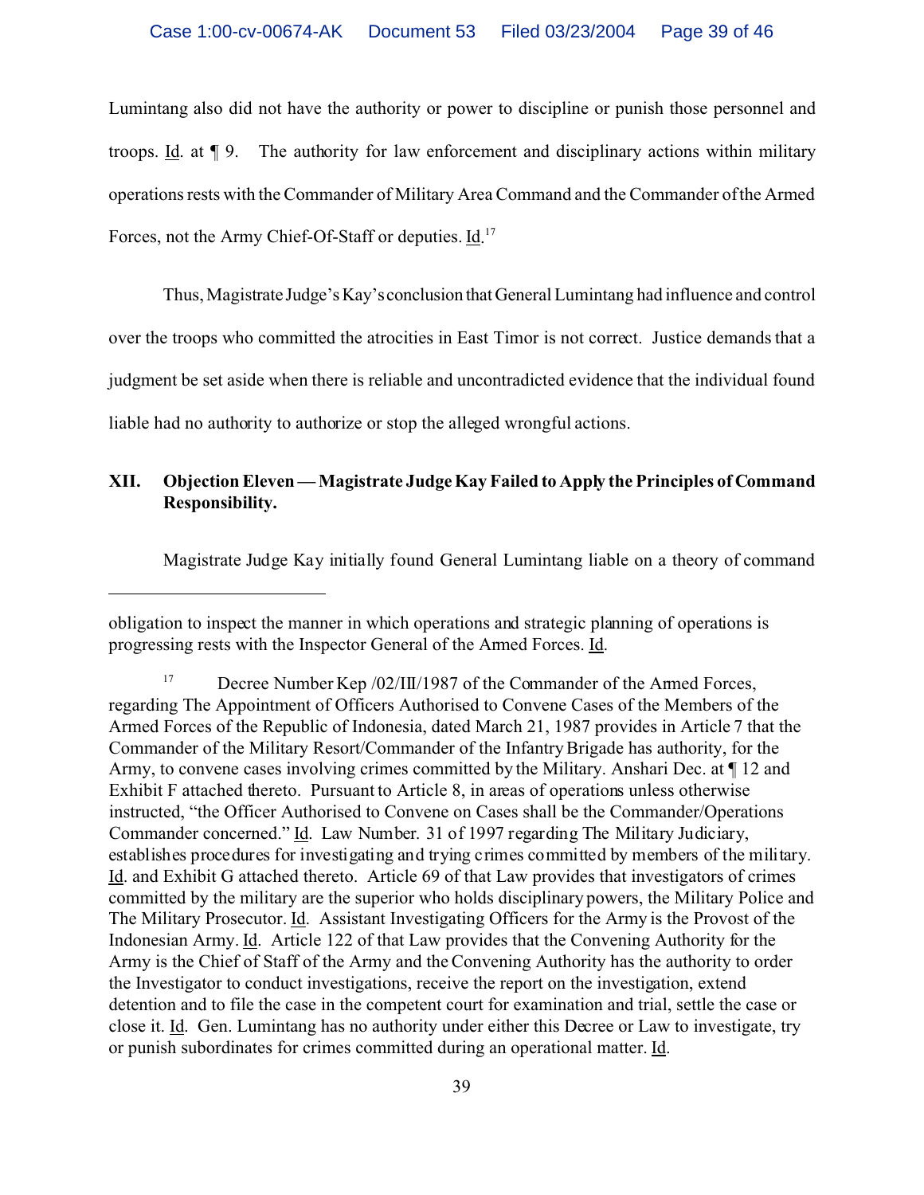Lumintang also did not have the authority or power to discipline or punish those personnel and troops. Id. at ¶ 9. The authority for law enforcement and disciplinary actions within military operations rests with the Commander of Military Area Command and the Commander of the Armed Forces, not the Army Chief-Of-Staff or deputies. Id.[17]

Thus, Magistrate Judge's Kay's conclusion that General Lumintang had influence and control over the troops who committed the atrocities in East Timor is not correct. Justice demands that a judgment be set aside when there is reliable and uncontradicted evidence that the individual found liable had no authority to authorize or stop the alleged wrongful actions.

## XII. Objection Eleven — Magistrate Judge Kay Failed to Apply the Principles of Command Responsibility.

Magistrate Judge Kay initially found General Lumintang liable on a theory of command

---

obligation to inspect the manner in which operations and strategic planning of operations is progressing rests with the Inspector General of the Armed Forces. Id.

[17] Decree Number Kep /02/III/1987 of the Commander of the Armed Forces, regarding The Appointment of Officers Authorised to Convene Cases of the Members of the Armed Forces of the Republic of Indonesia, dated March 21, 1987 provides in Article 7 that the Commander of the Military Resort/Commander of the Infantry Brigade has authority, for the Army, to convene cases involving crimes committed by the Military. Anshari Dec. at ¶ 12 and Exhibit F attached thereto. Pursuant to Article 8, in areas of operations unless otherwise instructed, "the Officer Authorised to Convene on Cases shall be the Commander/Operations Commander concerned." Id. Law Number. 31 of 1997 regarding The Military Judiciary, establishes procedures for investigating and trying crimes committed by members of the military. Id. and Exhibit G attached thereto. Article 69 of that Law provides that investigators of crimes committed by the military are the superior who holds disciplinary powers, the Military Police and The Military Prosecutor. Id. Assistant Investigating Officers for the Army is the Provost of the Indonesian Army. Id. Article 122 of that Law provides that the Convening Authority for the Army is the Chief of Staff of the Army and the Convening Authority has the authority to order the Investigator to conduct investigations, receive the report on the investigation, extend detention and to file the case in the competent court for examination and trial, settle the case or close it. Id. Gen. Lumintang has no authority under either this Decree or Law to investigate, try or punish subordinates for crimes committed during an operational matter. Id.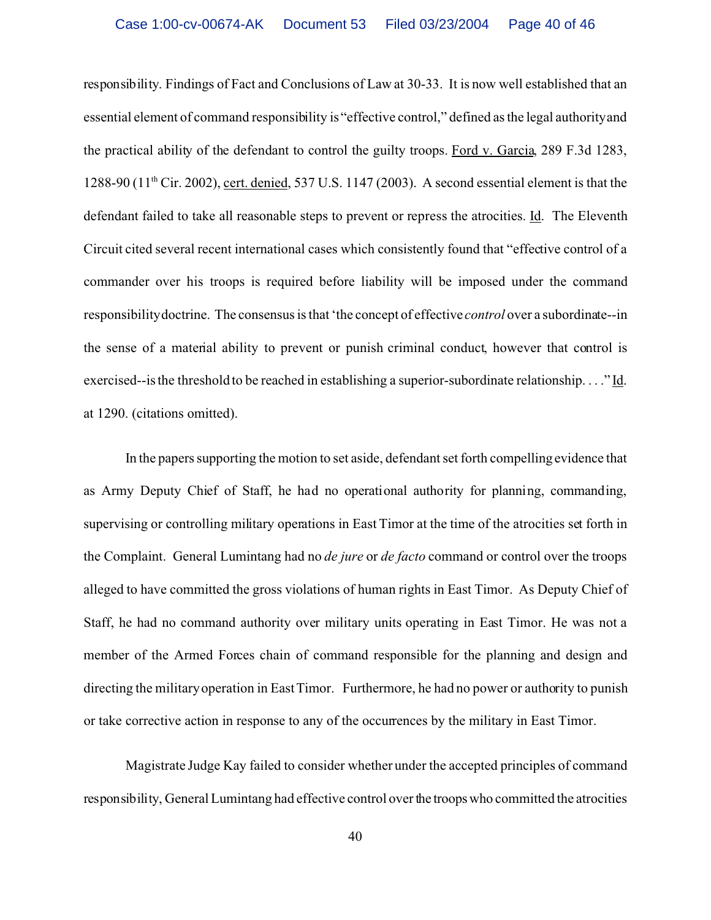responsibility. Findings of Fact and Conclusions of Law at 30-33. It is now well established that an essential element of command responsibility is "effective control," defined as the legal authority and the practical ability of the defendant to control the guilty troops. Ford v. Garcia, 289 F.3d 1283, 1288-90 (11th Cir. 2002), cert. denied, 537 U.S. 1147 (2003). A second essential element is that the defendant failed to take all reasonable steps to prevent or repress the atrocities. Id. The Eleventh Circuit cited several recent international cases which consistently found that "effective control of a commander over his troops is required before liability will be imposed under the command responsibility doctrine. The consensus is that 'the concept of effective *control* over a subordinate--in the sense of a material ability to prevent or punish criminal conduct, however that control is exercised--is the threshold to be reached in establishing a superior-subordinate relationship. . . ." Id. at 1290. (citations omitted).

In the papers supporting the motion to set aside, defendant set forth compelling evidence that as Army Deputy Chief of Staff, he had no operational authority for planning, commanding, supervising or controlling military operations in East Timor at the time of the atrocities set forth in the Complaint. General Lumintang had no *de jure* or *de facto* command or control over the troops alleged to have committed the gross violations of human rights in East Timor. As Deputy Chief of Staff, he had no command authority over military units operating in East Timor. He was not a member of the Armed Forces chain of command responsible for the planning and design and directing the military operation in East Timor. Furthermore, he had no power or authority to punish or take corrective action in response to any of the occurrences by the military in East Timor.

Magistrate Judge Kay failed to consider whether under the accepted principles of command responsibility, General Lumintang had effective control over the troops who committed the atrocities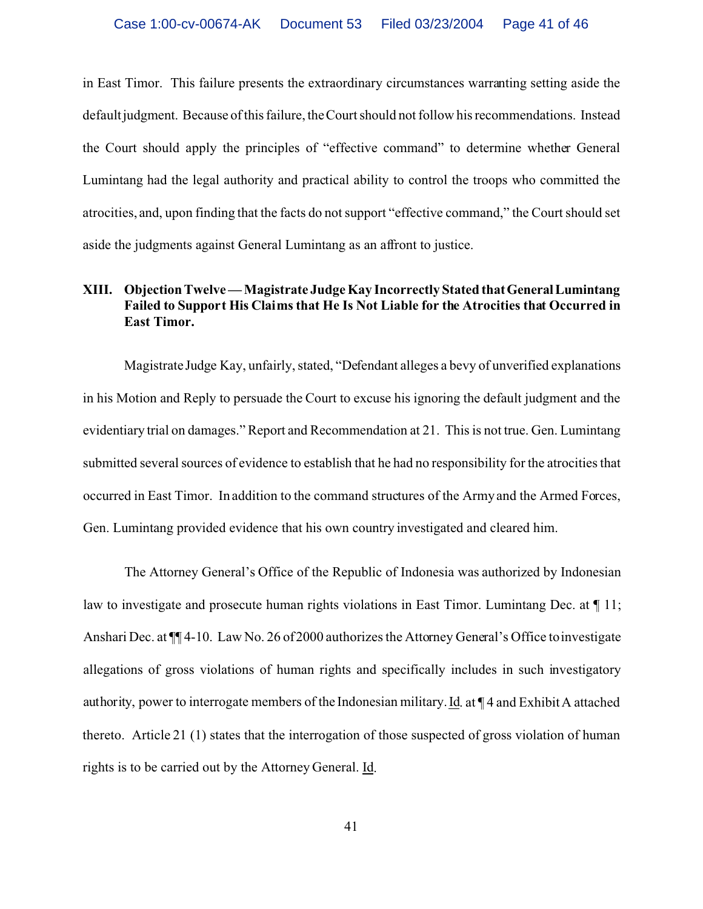in East Timor. This failure presents the extraordinary circumstances warranting setting aside the default judgment. Because of this failure, the Court should not follow his recommendations. Instead the Court should apply the principles of "effective command" to determine whether General Lumintang had the legal authority and practical ability to control the troops who committed the atrocities, and, upon finding that the facts do not support "effective command," the Court should set aside the judgments against General Lumintang as an affront to justice.

## XIII. Objection Twelve — Magistrate Judge Kay Incorrectly Stated that General Lumintang Failed to Support His Claims that He Is Not Liable for the Atrocities that Occurred in East Timor.

Magistrate Judge Kay, unfairly, stated, "Defendant alleges a bevy of unverified explanations in his Motion and Reply to persuade the Court to excuse his ignoring the default judgment and the evidentiary trial on damages." Report and Recommendation at 21. This is not true. Gen. Lumintang submitted several sources of evidence to establish that he had no responsibility for the atrocities that occurred in East Timor. In addition to the command structures of the Army and the Armed Forces, Gen. Lumintang provided evidence that his own country investigated and cleared him.

The Attorney General's Office of the Republic of Indonesia was authorized by Indonesian law to investigate and prosecute human rights violations in East Timor. Lumintang Dec. at ¶ 11; Anshari Dec. at ¶¶ 4-10. Law No. 26 of 2000 authorizes the Attorney General's Office to investigate allegations of gross violations of human rights and specifically includes in such investigatory authority, power to interrogate members of the Indonesian military. Id. at ¶ 4 and Exhibit A attached thereto. Article 21 (1) states that the interrogation of those suspected of gross violation of human rights is to be carried out by the Attorney General. Id.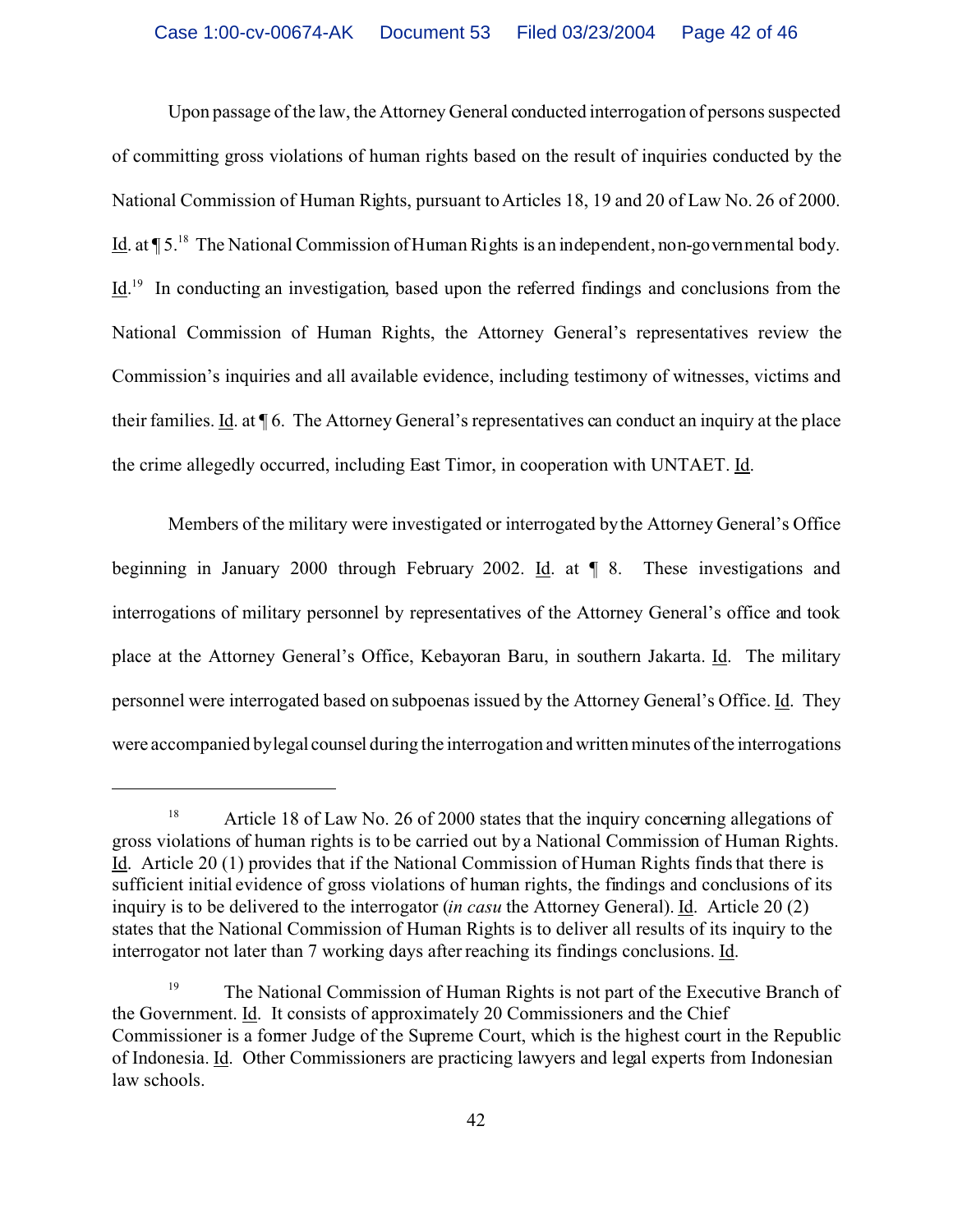Upon passage of the law, the Attorney General conducted interrogation of persons suspected of committing gross violations of human rights based on the result of inquiries conducted by the National Commission of Human Rights, pursuant to Articles 18, 19 and 20 of Law No. 26 of 2000. Id. at ¶ 5.[18] The National Commission of Human Rights is an independent, non-governmental body. Id.[19] In conducting an investigation, based upon the referred findings and conclusions from the National Commission of Human Rights, the Attorney General's representatives review the Commission's inquiries and all available evidence, including testimony of witnesses, victims and their families. Id. at ¶ 6. The Attorney General's representatives can conduct an inquiry at the place the crime allegedly occurred, including East Timor, in cooperation with UNTAET. Id.

Members of the military were investigated or interrogated by the Attorney General's Office beginning in January 2000 through February 2002. Id. at ¶ 8. These investigations and interrogations of military personnel by representatives of the Attorney General's office and took place at the Attorney General's Office, Kebayoran Baru, in southern Jakarta. Id. The military personnel were interrogated based on subpoenas issued by the Attorney General's Office. Id. They were accompanied by legal counsel during the interrogation and written minutes of the interrogations

---

[18] Article 18 of Law No. 26 of 2000 states that the inquiry concerning allegations of gross violations of human rights is to be carried out by a National Commission of Human Rights. Id. Article 20 (1) provides that if the National Commission of Human Rights finds that there is sufficient initial evidence of gross violations of human rights, the findings and conclusions of its inquiry is to be delivered to the interrogator (*in casu* the Attorney General). Id. Article 20 (2) states that the National Commission of Human Rights is to deliver all results of its inquiry to the interrogator not later than 7 working days after reaching its findings conclusions. Id.

[19] The National Commission of Human Rights is not part of the Executive Branch of the Government. Id. It consists of approximately 20 Commissioners and the Chief Commissioner is a former Judge of the Supreme Court, which is the highest court in the Republic of Indonesia. Id. Other Commissioners are practicing lawyers and legal experts from Indonesian law schools.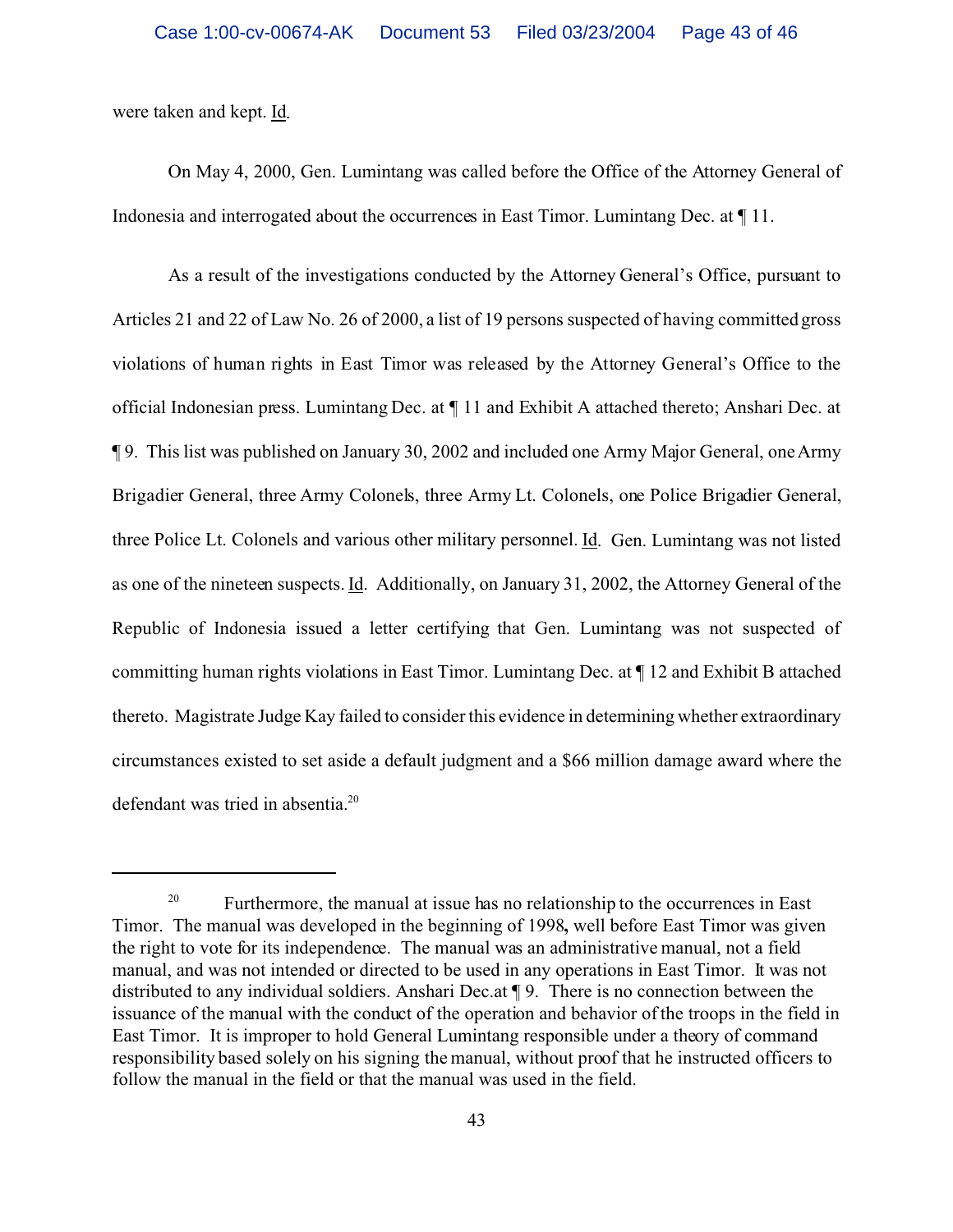were taken and kept. Id.

On May 4, 2000, Gen. Lumintang was called before the Office of the Attorney General of Indonesia and interrogated about the occurrences in East Timor. Lumintang Dec. at ¶ 11.

As a result of the investigations conducted by the Attorney General's Office, pursuant to Articles 21 and 22 of Law No. 26 of 2000, a list of 19 persons suspected of having committed gross violations of human rights in East Timor was released by the Attorney General's Office to the official Indonesian press. Lumintang Dec. at ¶ 11 and Exhibit A attached thereto; Anshari Dec. at ¶ 9. This list was published on January 30, 2002 and included one Army Major General, one Army Brigadier General, three Army Colonels, three Army Lt. Colonels, one Police Brigadier General, three Police Lt. Colonels and various other military personnel. Id. Gen. Lumintang was not listed as one of the nineteen suspects. Id. Additionally, on January 31, 2002, the Attorney General of the Republic of Indonesia issued a letter certifying that Gen. Lumintang was not suspected of committing human rights violations in East Timor. Lumintang Dec. at ¶ 12 and Exhibit B attached thereto. Magistrate Judge Kay failed to consider this evidence in determining whether extraordinary circumstances existed to set aside a default judgment and a $66 million damage award where the defendant was tried in absentia.[20]

---

[20] Furthermore, the manual at issue has no relationship to the occurrences in East Timor. The manual was developed in the beginning of 1998**,** well before East Timor was given the right to vote for its independence. The manual was an administrative manual, not a field manual, and was not intended or directed to be used in any operations in East Timor. It was not distributed to any individual soldiers. Anshari Dec.at ¶ 9. There is no connection between the issuance of the manual with the conduct of the operation and behavior of the troops in the field in East Timor. It is improper to hold General Lumintang responsible under a theory of command responsibility based solely on his signing the manual, without proof that he instructed officers to follow the manual in the field or that the manual was used in the field.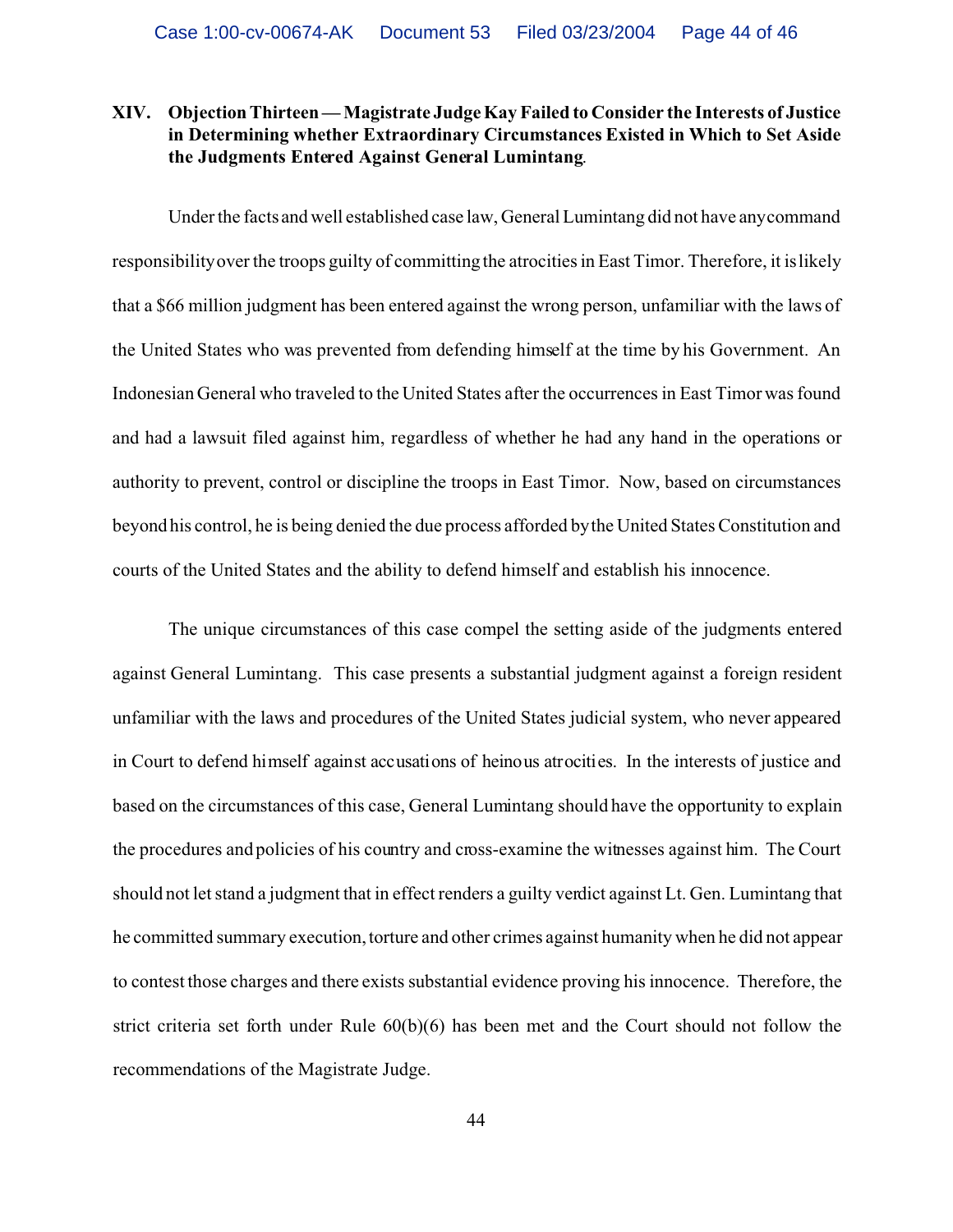## XIV. Objection Thirteen — Magistrate Judge Kay Failed to Consider the Interests of Justice in Determining whether Extraordinary Circumstances Existed in Which to Set Aside the Judgments Entered Against General Lumintang.

Under the facts and well established case law, General Lumintang did not have any command responsibility over the troops guilty of committing the atrocities in East Timor. Therefore, it is likely that a $66 million judgment has been entered against the wrong person, unfamiliar with the laws of the United States who was prevented from defending himself at the time by his Government. An Indonesian General who traveled to the United States after the occurrences in East Timor was found and had a lawsuit filed against him, regardless of whether he had any hand in the operations or authority to prevent, control or discipline the troops in East Timor. Now, based on circumstances beyond his control, he is being denied the due process afforded by the United States Constitution and courts of the United States and the ability to defend himself and establish his innocence.

The unique circumstances of this case compel the setting aside of the judgments entered against General Lumintang. This case presents a substantial judgment against a foreign resident unfamiliar with the laws and procedures of the United States judicial system, who never appeared in Court to defend himself against accusations of heinous atrocities. In the interests of justice and based on the circumstances of this case, General Lumintang should have the opportunity to explain the procedures and policies of his country and cross-examine the witnesses against him. The Court should not let stand a judgment that in effect renders a guilty verdict against Lt. Gen. Lumintang that he committed summary execution, torture and other crimes against humanity when he did not appear to contest those charges and there exists substantial evidence proving his innocence. Therefore, the strict criteria set forth under Rule 60(b)(6) has been met and the Court should not follow the recommendations of the Magistrate Judge.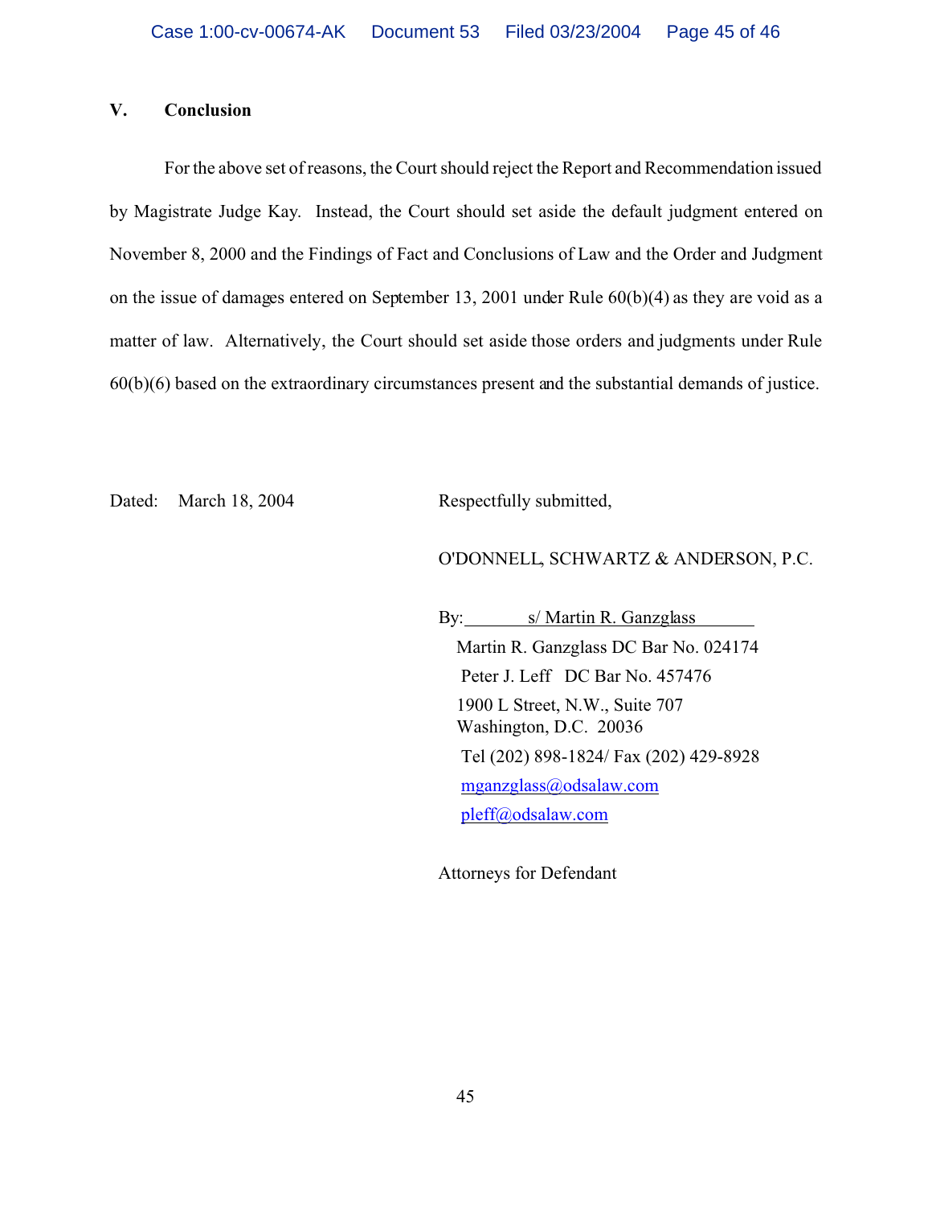## V. Conclusion

For the above set of reasons, the Court should reject the Report and Recommendation issued by Magistrate Judge Kay. Instead, the Court should set aside the default judgment entered on November 8, 2000 and the Findings of Fact and Conclusions of Law and the Order and Judgment on the issue of damages entered on September 13, 2001 under Rule 60(b)(4) as they are void as a matter of law. Alternatively, the Court should set aside those orders and judgments under Rule 60(b)(6) based on the extraordinary circumstances present and the substantial demands of justice.

Dated: March 18, 2004

Respectfully submitted,

O'DONNELL, SCHWARTZ & ANDERSON, P.C.

By: s/ Martin R. Ganzglass

Martin R. Ganzglass DC Bar No. 024174
Peter J. Leff DC Bar No. 457476
1900 L Street, N.W., Suite 707
Washington, D.C. 20036
Tel (202) 898-1824/ Fax (202) 429-8928
mganzglass@odsalaw.com
pleff@odsalaw.com

Attorneys for Defendant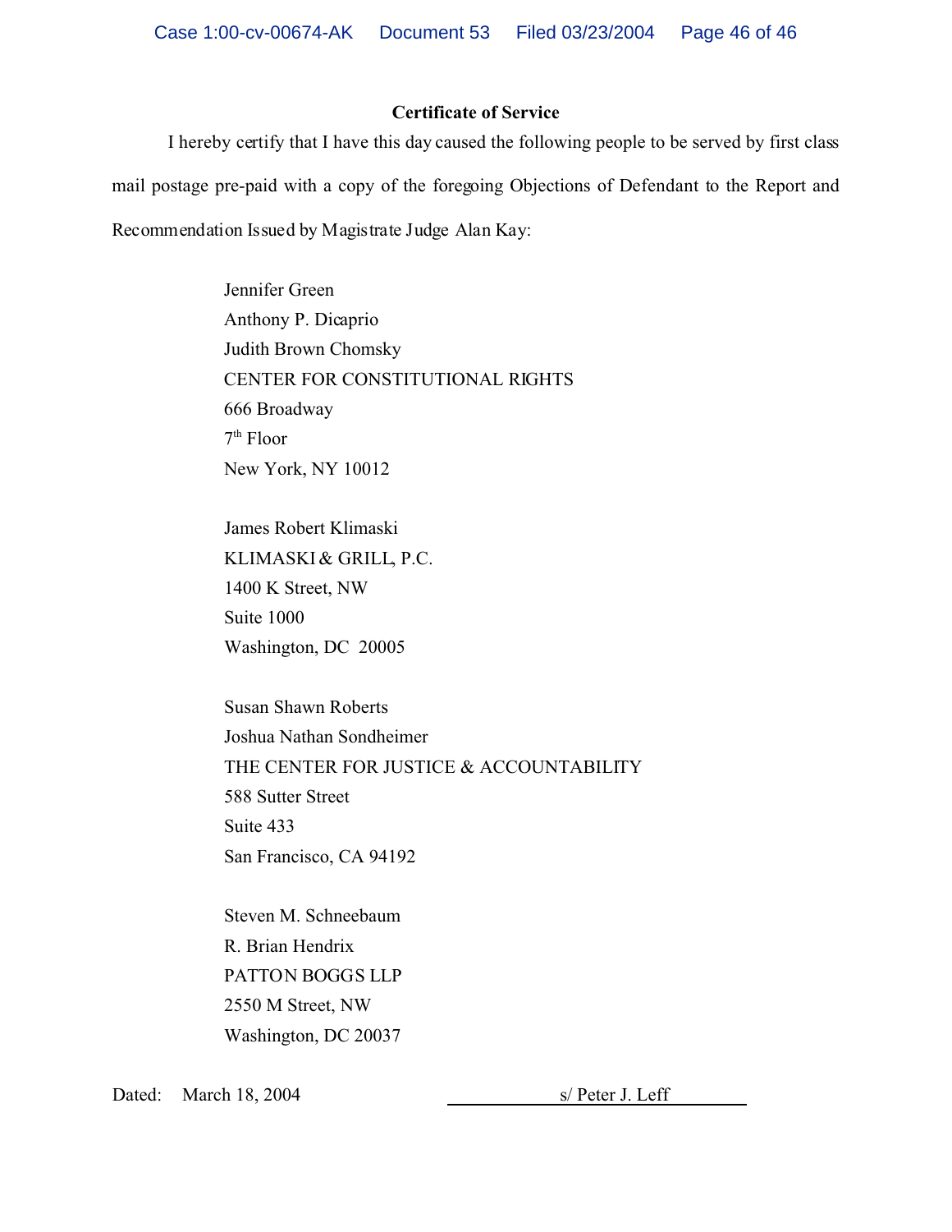**Certificate of Service**

I hereby certify that I have this day caused the following people to be served by first class mail postage pre-paid with a copy of the foregoing Objections of Defendant to the Report and Recommendation Issued by Magistrate Judge Alan Kay:

Jennifer Green  
Anthony P. Dicaprio  
Judith Brown Chomsky  
CENTER FOR CONSTITUTIONAL RIGHTS  
666 Broadway  
7th Floor  
New York, NY 10012

James Robert Klimaski  
KLIMASKI & GRILL, P.C.  
1400 K Street, NW  
Suite 1000  
Washington, DC 20005

Susan Shawn Roberts  
Joshua Nathan Sondheimer  
THE CENTER FOR JUSTICE & ACCOUNTABILITY  
588 Sutter Street  
Suite 433  
San Francisco, CA 94192

Steven M. Schneebaum  
R. Brian Hendrix  
PATTON BOGGS LLP  
2550 M Street, NW  
Washington, DC 20037

Dated: March 18, 2004 s/ Peter J. Leff